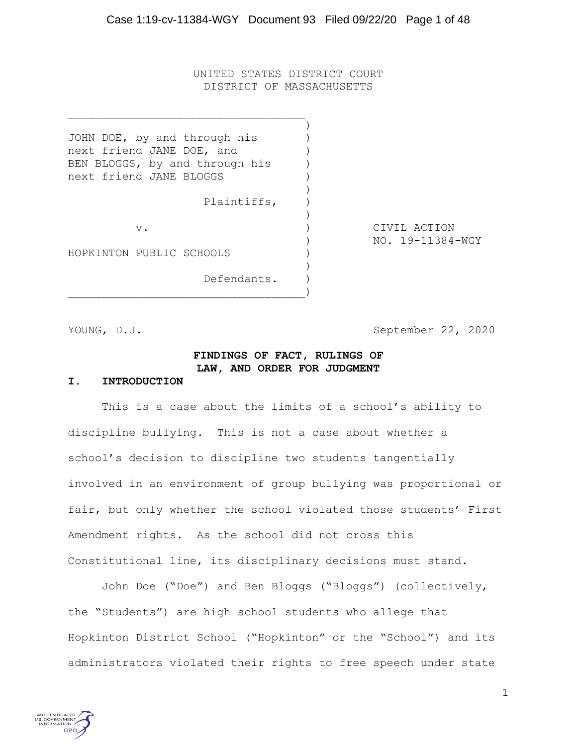UNITED STATES DISTRICT COURT
DISTRICT OF MASSACHUSETTS

| | |
|---|---|
| JOHN DOE, by and through his next friend JANE DOE, and BEN BLOGGS, by and through his next friend JANE BLOGGS<br><br>Plaintiffs,<br><br>v.<br><br>HOPKINTON PUBLIC SCHOOLS<br><br>Defendants. | CIVIL ACTION<br>NO. 19-11384-WGY |

YOUNG, D.J. September 22, 2020

**FINDINGS OF FACT, RULINGS OF LAW, AND ORDER FOR JUDGMENT**

## I. INTRODUCTION

This is a case about the limits of a school's ability to discipline bullying. This is not a case about whether a school's decision to discipline two students tangentially involved in an environment of group bullying was proportional or fair, but only whether the school violated those students' First Amendment rights. As the school did not cross this Constitutional line, its disciplinary decisions must stand.

John Doe ("Doe") and Ben Bloggs ("Bloggs") (collectively, the "Students") are high school students who allege that Hopkinton District School ("Hopkinton" or the "School") and its administrators violated their rights to free speech under state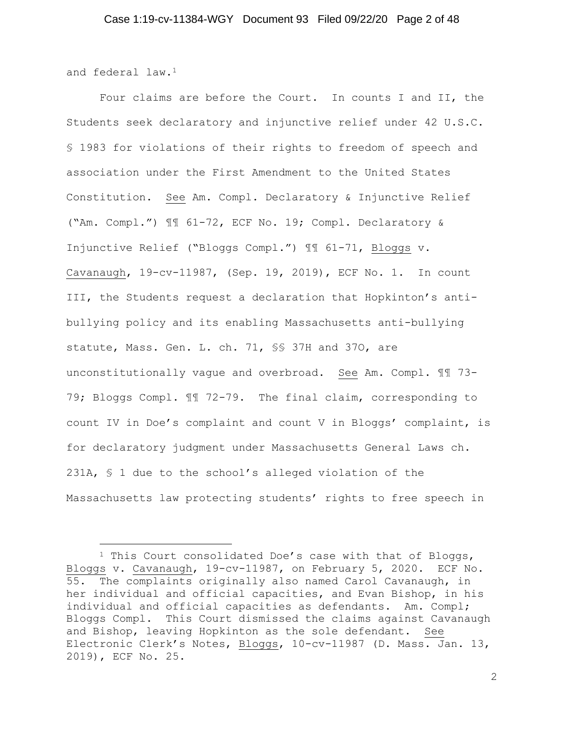and federal law.[1]

Four claims are before the Court. In counts I and II, the Students seek declaratory and injunctive relief under 42 U.S.C. § 1983 for violations of their rights to freedom of speech and association under the First Amendment to the United States Constitution. See Am. Compl. Declaratory & Injunctive Relief ("Am. Compl.") ¶¶ 61-72, ECF No. 19; Compl. Declaratory & Injunctive Relief ("Bloggs Compl.") ¶¶ 61-71, Bloggs v. Cavanaugh, 19-cv-11987, (Sep. 19, 2019), ECF No. 1. In count III, the Students request a declaration that Hopkinton's anti-bullying policy and its enabling Massachusetts anti-bullying statute, Mass. Gen. L. ch. 71, §§ 37H and 37O, are unconstitutionally vague and overbroad. See Am. Compl. ¶¶ 73-79; Bloggs Compl. ¶¶ 72-79. The final claim, corresponding to count IV in Doe's complaint and count V in Bloggs' complaint, is for declaratory judgment under Massachusetts General Laws ch. 231A, § 1 due to the school's alleged violation of the Massachusetts law protecting students' rights to free speech in

[1] This Court consolidated Doe's case with that of Bloggs, Bloggs v. Cavanaugh, 19-cv-11987, on February 5, 2020. ECF No. 55. The complaints originally also named Carol Cavanaugh, in her individual and official capacities, and Evan Bishop, in his individual and official capacities as defendants. Am. Compl; Bloggs Compl. This Court dismissed the claims against Cavanaugh and Bishop, leaving Hopkinton as the sole defendant. See Electronic Clerk's Notes, Bloggs, 10-cv-11987 (D. Mass. Jan. 13, 2019), ECF No. 25.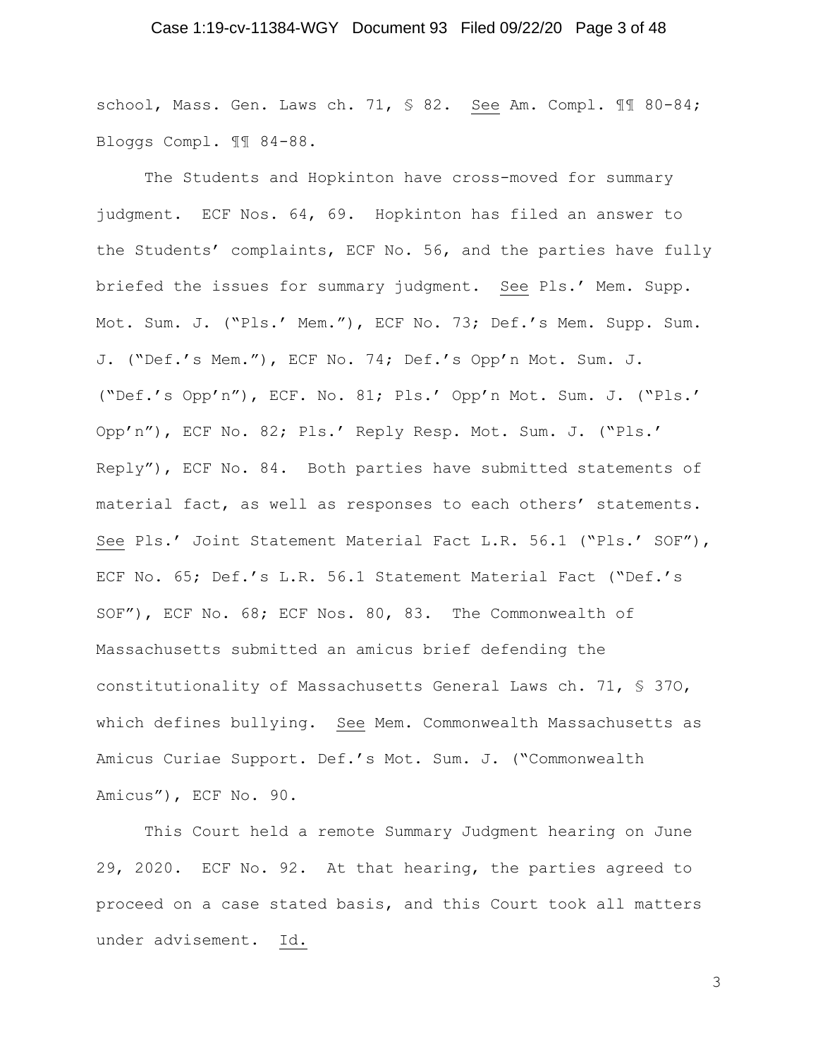school, Mass. Gen. Laws ch. 71, § 82. See Am. Compl. ¶¶ 80-84; Bloggs Compl. ¶¶ 84-88.

The Students and Hopkinton have cross-moved for summary judgment. ECF Nos. 64, 69. Hopkinton has filed an answer to the Students' complaints, ECF No. 56, and the parties have fully briefed the issues for summary judgment. See Pls.' Mem. Supp. Mot. Sum. J. ("Pls.' Mem."), ECF No. 73; Def.'s Mem. Supp. Sum. J. ("Def.'s Mem."), ECF No. 74; Def.'s Opp'n Mot. Sum. J. ("Def.'s Opp'n"), ECF. No. 81; Pls.' Opp'n Mot. Sum. J. ("Pls.' Opp'n"), ECF No. 82; Pls.' Reply Resp. Mot. Sum. J. ("Pls.' Reply"), ECF No. 84. Both parties have submitted statements of material fact, as well as responses to each others' statements. See Pls.' Joint Statement Material Fact L.R. 56.1 ("Pls.' SOF"), ECF No. 65; Def.'s L.R. 56.1 Statement Material Fact ("Def.'s SOF"), ECF No. 68; ECF Nos. 80, 83. The Commonwealth of Massachusetts submitted an amicus brief defending the constitutionality of Massachusetts General Laws ch. 71, § 37O, which defines bullying. See Mem. Commonwealth Massachusetts as Amicus Curiae Support. Def.'s Mot. Sum. J. ("Commonwealth Amicus"), ECF No. 90.

This Court held a remote Summary Judgment hearing on June 29, 2020. ECF No. 92. At that hearing, the parties agreed to proceed on a case stated basis, and this Court took all matters under advisement. Id.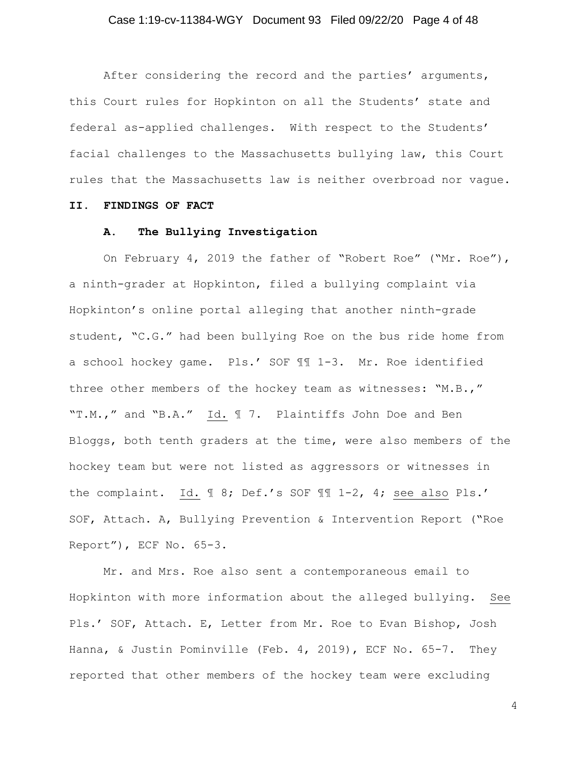After considering the record and the parties' arguments, this Court rules for Hopkinton on all the Students' state and federal as-applied challenges. With respect to the Students' facial challenges to the Massachusetts bullying law, this Court rules that the Massachusetts law is neither overbroad nor vague.

## II. FINDINGS OF FACT

### A. The Bullying Investigation

On February 4, 2019 the father of "Robert Roe" ("Mr. Roe"), a ninth-grader at Hopkinton, filed a bullying complaint via Hopkinton's online portal alleging that another ninth-grade student, "C.G." had been bullying Roe on the bus ride home from a school hockey game. Pls.' SOF ¶¶ 1-3. Mr. Roe identified three other members of the hockey team as witnesses: "M.B.," "T.M.," and "B.A." Id. ¶ 7. Plaintiffs John Doe and Ben Bloggs, both tenth graders at the time, were also members of the hockey team but were not listed as aggressors or witnesses in the complaint. Id. ¶ 8; Def.'s SOF ¶¶ 1-2, 4; see also Pls.' SOF, Attach. A, Bullying Prevention & Intervention Report ("Roe Report"), ECF No. 65-3.

Mr. and Mrs. Roe also sent a contemporaneous email to Hopkinton with more information about the alleged bullying. See Pls.' SOF, Attach. E, Letter from Mr. Roe to Evan Bishop, Josh Hanna, & Justin Pominville (Feb. 4, 2019), ECF No. 65-7. They reported that other members of the hockey team were excluding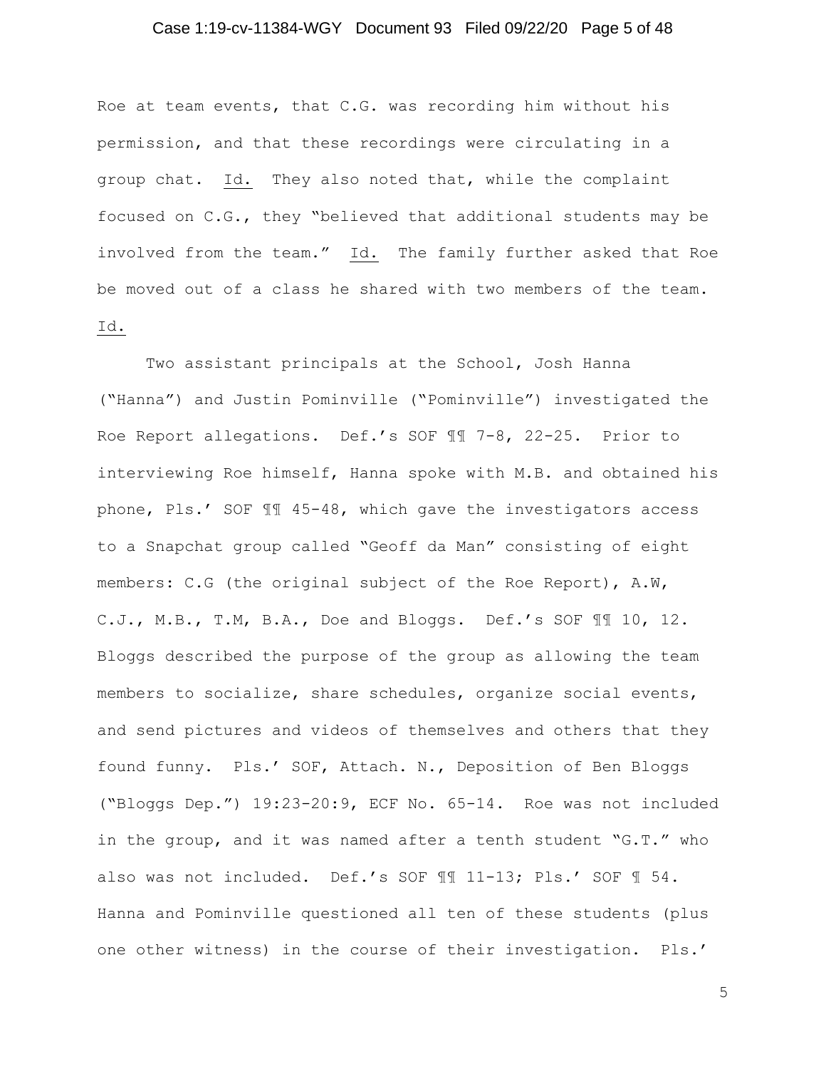Roe at team events, that C.G. was recording him without his permission, and that these recordings were circulating in a group chat. Id. They also noted that, while the complaint focused on C.G., they "believed that additional students may be involved from the team." Id. The family further asked that Roe be moved out of a class he shared with two members of the team. Id.

Two assistant principals at the School, Josh Hanna ("Hanna") and Justin Pominville ("Pominville") investigated the Roe Report allegations. Def.'s SOF ¶¶ 7-8, 22-25. Prior to interviewing Roe himself, Hanna spoke with M.B. and obtained his phone, Pls.' SOF ¶¶ 45-48, which gave the investigators access to a Snapchat group called "Geoff da Man" consisting of eight members: C.G (the original subject of the Roe Report), A.W, C.J., M.B., T.M, B.A., Doe and Bloggs. Def.'s SOF ¶¶ 10, 12. Bloggs described the purpose of the group as allowing the team members to socialize, share schedules, organize social events, and send pictures and videos of themselves and others that they found funny. Pls.' SOF, Attach. N., Deposition of Ben Bloggs ("Bloggs Dep.") 19:23-20:9, ECF No. 65-14. Roe was not included in the group, and it was named after a tenth student "G.T." who also was not included. Def.'s SOF ¶¶ 11-13; Pls.' SOF ¶ 54. Hanna and Pominville questioned all ten of these students (plus one other witness) in the course of their investigation. Pls.'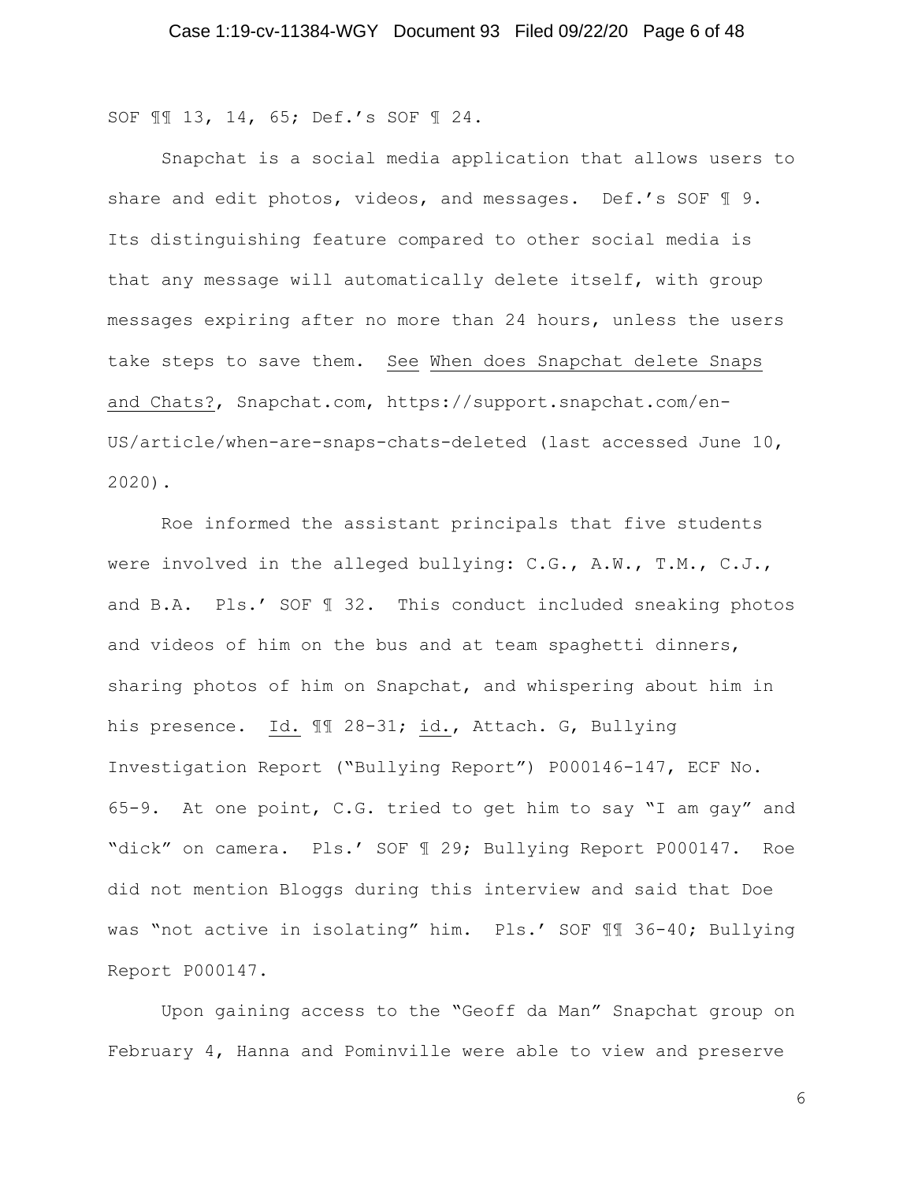SOF ¶¶ 13, 14, 65; Def.'s SOF ¶ 24.

Snapchat is a social media application that allows users to share and edit photos, videos, and messages. Def.'s SOF ¶ 9. Its distinguishing feature compared to other social media is that any message will automatically delete itself, with group messages expiring after no more than 24 hours, unless the users take steps to save them. See When does Snapchat delete Snaps and Chats?, Snapchat.com, https://support.snapchat.com/en-US/article/when-are-snaps-chats-deleted (last accessed June 10, 2020).

Roe informed the assistant principals that five students were involved in the alleged bullying: C.G., A.W., T.M., C.J., and B.A. Pls.' SOF ¶ 32. This conduct included sneaking photos and videos of him on the bus and at team spaghetti dinners, sharing photos of him on Snapchat, and whispering about him in his presence. Id. ¶¶ 28-31; id., Attach. G, Bullying Investigation Report ("Bullying Report") P000146-147, ECF No. 65-9. At one point, C.G. tried to get him to say "I am gay" and "dick" on camera. Pls.' SOF ¶ 29; Bullying Report P000147. Roe did not mention Bloggs during this interview and said that Doe was "not active in isolating" him. Pls.' SOF ¶¶ 36-40; Bullying Report P000147.

Upon gaining access to the "Geoff da Man" Snapchat group on February 4, Hanna and Pominville were able to view and preserve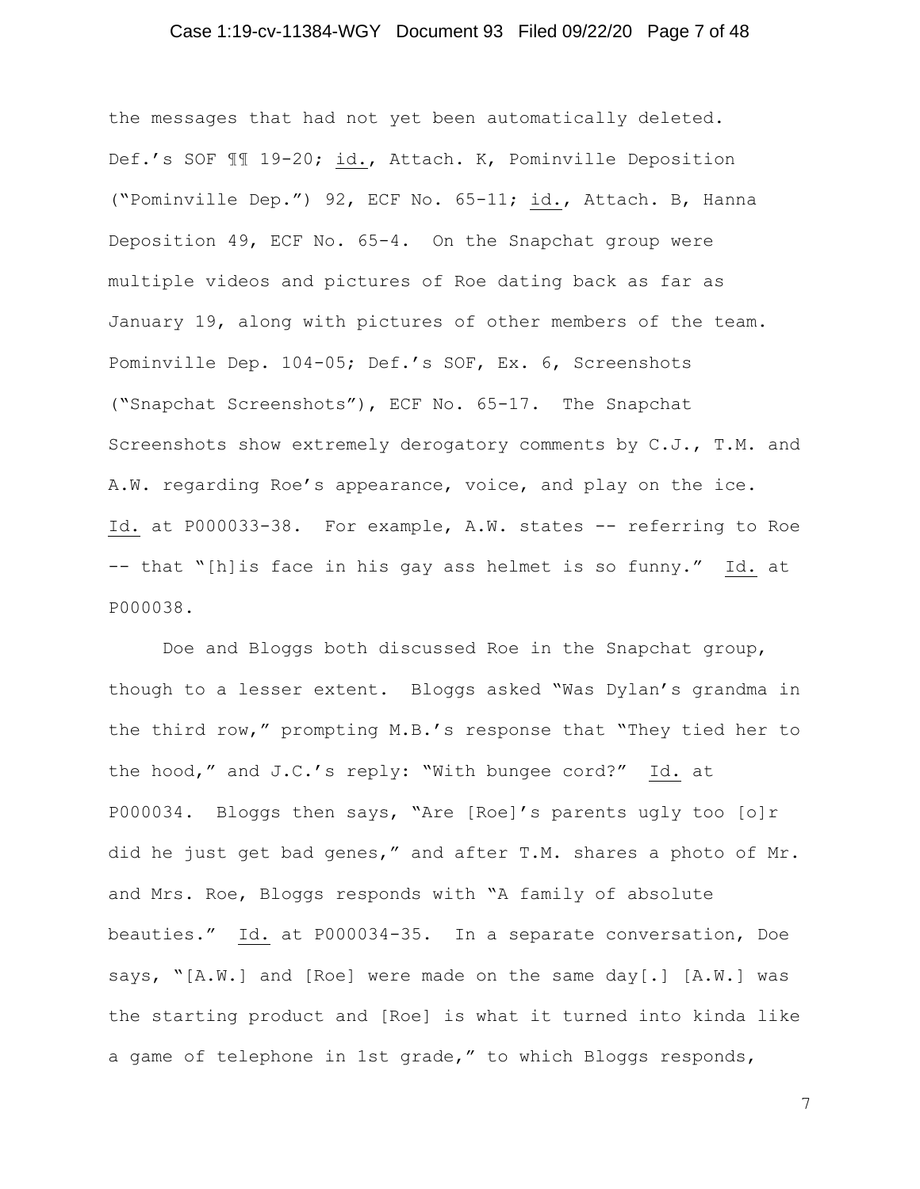the messages that had not yet been automatically deleted. Def.'s SOF ¶¶ 19-20; id., Attach. K, Pominville Deposition ("Pominville Dep.") 92, ECF No. 65-11; id., Attach. B, Hanna Deposition 49, ECF No. 65-4. On the Snapchat group were multiple videos and pictures of Roe dating back as far as January 19, along with pictures of other members of the team. Pominville Dep. 104-05; Def.'s SOF, Ex. 6, Screenshots ("Snapchat Screenshots"), ECF No. 65-17. The Snapchat Screenshots show extremely derogatory comments by C.J., T.M. and A.W. regarding Roe's appearance, voice, and play on the ice. Id. at P000033-38. For example, A.W. states -- referring to Roe -- that "[h]is face in his gay ass helmet is so funny." Id. at P000038.

Doe and Bloggs both discussed Roe in the Snapchat group, though to a lesser extent. Bloggs asked "Was Dylan's grandma in the third row," prompting M.B.'s response that "They tied her to the hood," and J.C.'s reply: "With bungee cord?" Id. at P000034. Bloggs then says, "Are [Roe]'s parents ugly too [o]r did he just get bad genes," and after T.M. shares a photo of Mr. and Mrs. Roe, Bloggs responds with "A family of absolute beauties." Id. at P000034-35. In a separate conversation, Doe says, "[A.W.] and [Roe] were made on the same day[.] [A.W.] was the starting product and [Roe] is what it turned into kinda like a game of telephone in 1st grade," to which Bloggs responds,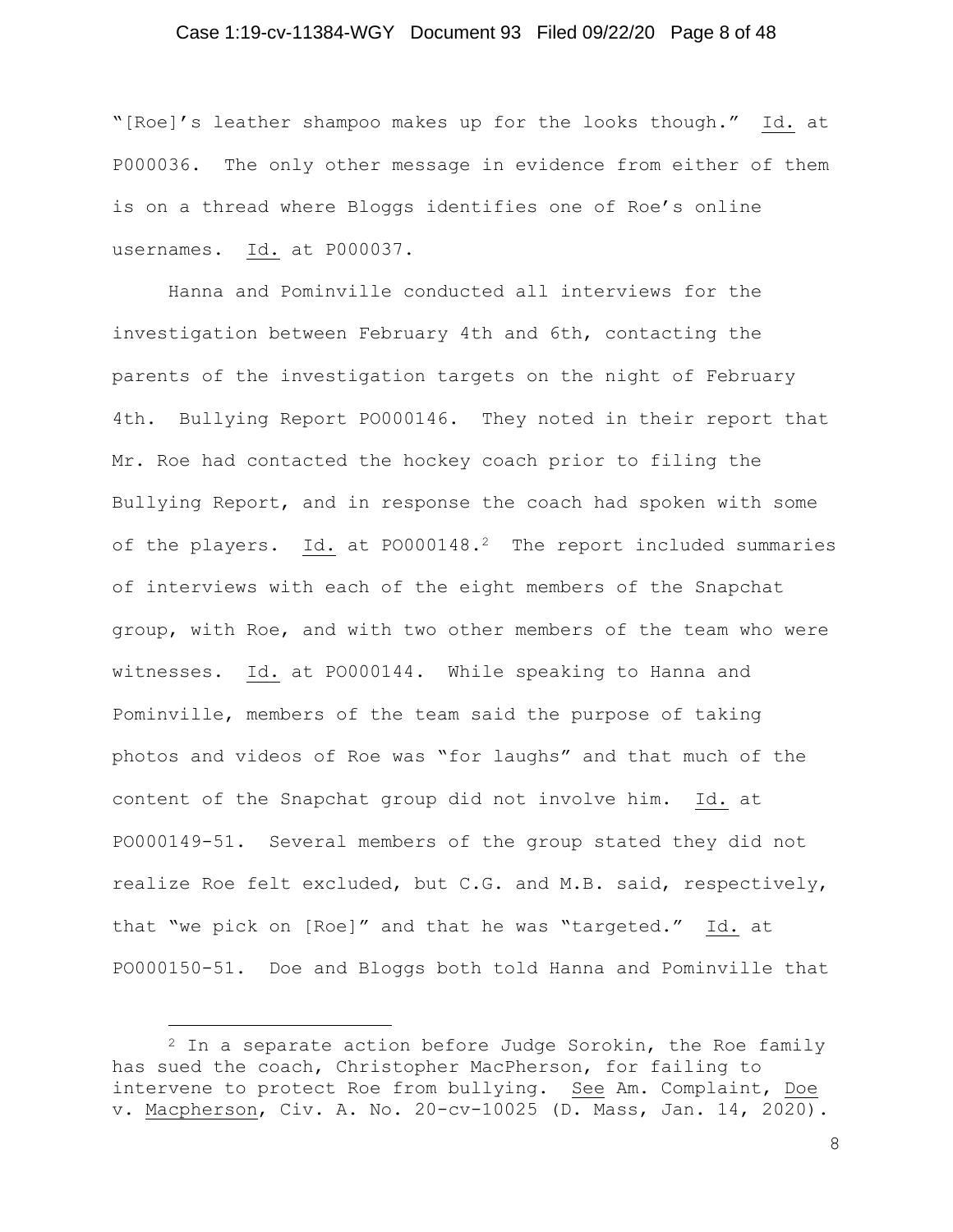"[Roe]'s leather shampoo makes up for the looks though." Id. at P000036. The only other message in evidence from either of them is on a thread where Bloggs identifies one of Roe's online usernames. Id. at P000037.

Hanna and Pominville conducted all interviews for the investigation between February 4th and 6th, contacting the parents of the investigation targets on the night of February 4th. Bullying Report PO000146. They noted in their report that Mr. Roe had contacted the hockey coach prior to filing the Bullying Report, and in response the coach had spoken with some of the players. Id. at PO000148.[2] The report included summaries of interviews with each of the eight members of the Snapchat group, with Roe, and with two other members of the team who were witnesses. Id. at PO000144. While speaking to Hanna and Pominville, members of the team said the purpose of taking photos and videos of Roe was "for laughs" and that much of the content of the Snapchat group did not involve him. Id. at PO000149-51. Several members of the group stated they did not realize Roe felt excluded, but C.G. and M.B. said, respectively, that "we pick on [Roe]" and that he was "targeted." Id. at PO000150-51. Doe and Bloggs both told Hanna and Pominville that

[2] In a separate action before Judge Sorokin, the Roe family has sued the coach, Christopher MacPherson, for failing to intervene to protect Roe from bullying. See Am. Complaint, Doe v. Macpherson, Civ. A. No. 20-cv-10025 (D. Mass, Jan. 14, 2020).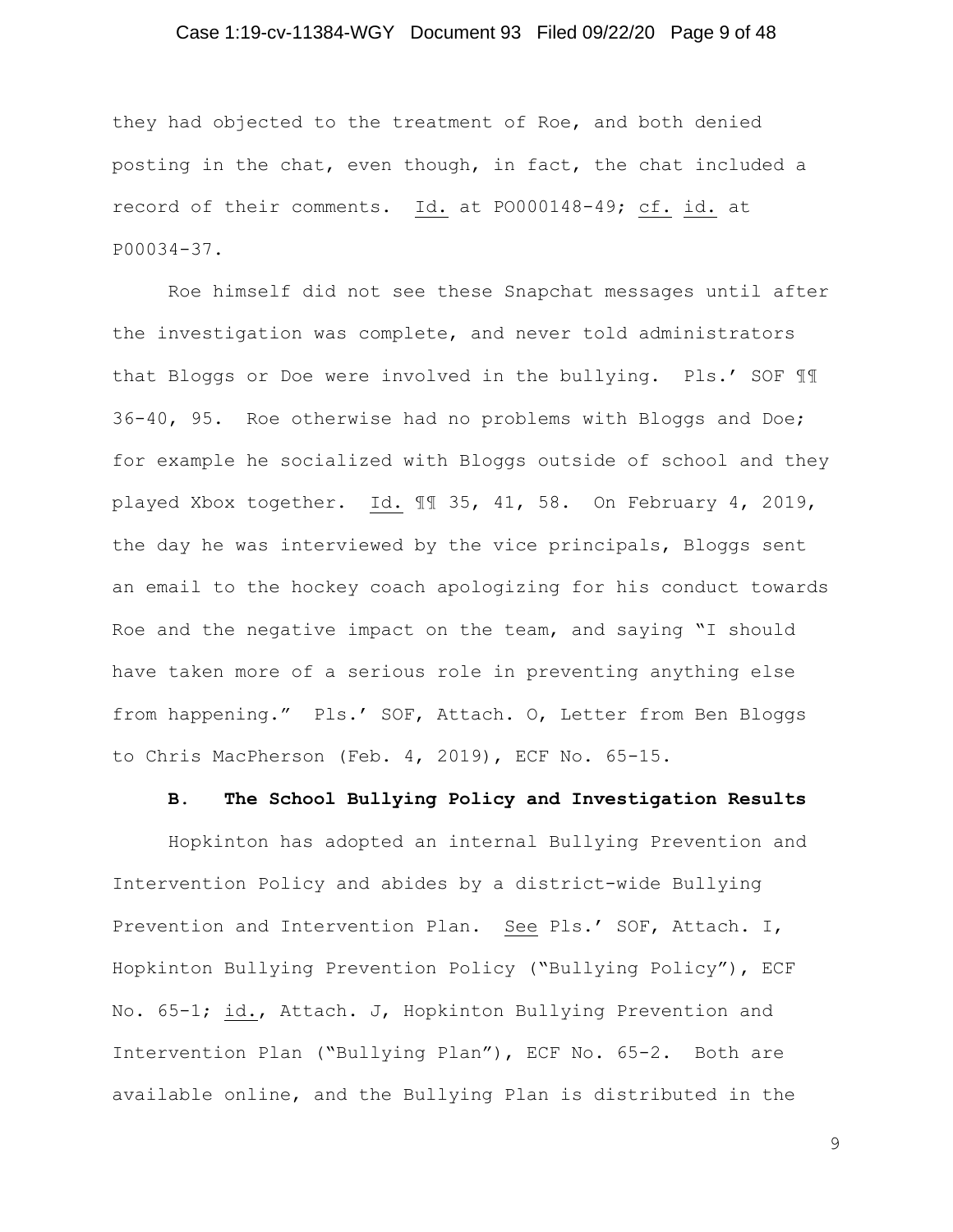they had objected to the treatment of Roe, and both denied posting in the chat, even though, in fact, the chat included a record of their comments. Id. at PO000148-49; cf. id. at P00034-37.

Roe himself did not see these Snapchat messages until after the investigation was complete, and never told administrators that Bloggs or Doe were involved in the bullying. Pls.' SOF ¶¶ 36-40, 95. Roe otherwise had no problems with Bloggs and Doe; for example he socialized with Bloggs outside of school and they played Xbox together. Id. ¶¶ 35, 41, 58. On February 4, 2019, the day he was interviewed by the vice principals, Bloggs sent an email to the hockey coach apologizing for his conduct towards Roe and the negative impact on the team, and saying "I should have taken more of a serious role in preventing anything else from happening." Pls.' SOF, Attach. O, Letter from Ben Bloggs to Chris MacPherson (Feb. 4, 2019), ECF No. 65-15.

### B. The School Bullying Policy and Investigation Results

Hopkinton has adopted an internal Bullying Prevention and Intervention Policy and abides by a district-wide Bullying Prevention and Intervention Plan. See Pls.' SOF, Attach. I, Hopkinton Bullying Prevention Policy ("Bullying Policy"), ECF No. 65-1; id., Attach. J, Hopkinton Bullying Prevention and Intervention Plan ("Bullying Plan"), ECF No. 65-2. Both are available online, and the Bullying Plan is distributed in the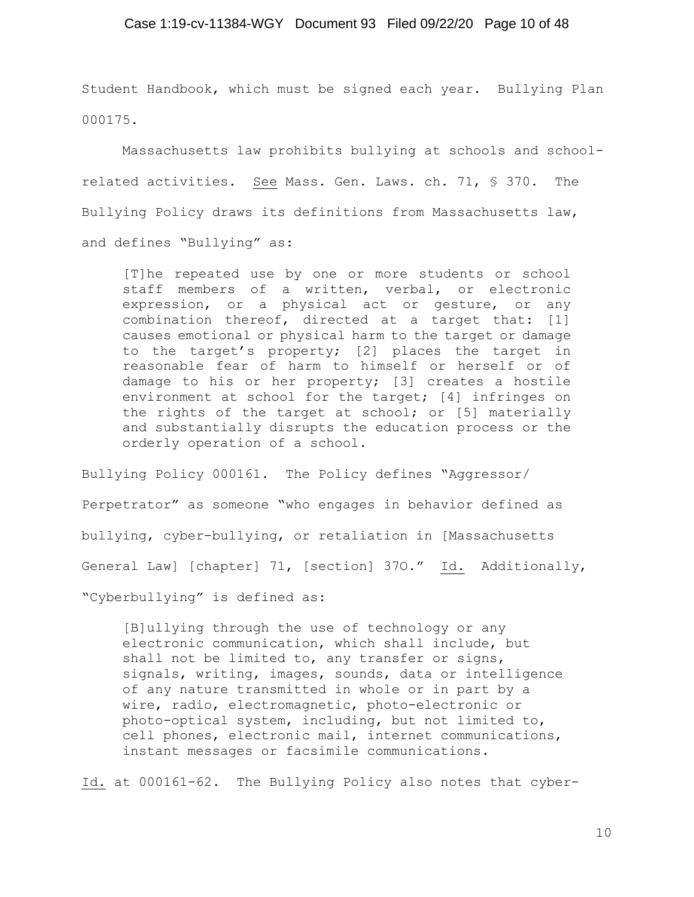Student Handbook, which must be signed each year. Bullying Plan 000175.

Massachusetts law prohibits bullying at schools and school-related activities. See Mass. Gen. Laws. ch. 71, § 37O. The Bullying Policy draws its definitions from Massachusetts law, and defines "Bullying" as:

> [T]he repeated use by one or more students or school staff members of a written, verbal, or electronic expression, or a physical act or gesture, or any combination thereof, directed at a target that: [1] causes emotional or physical harm to the target or damage to the target's property; [2] places the target in reasonable fear of harm to himself or herself or of damage to his or her property; [3] creates a hostile environment at school for the target; [4] infringes on the rights of the target at school; or [5] materially and substantially disrupts the education process or the orderly operation of a school.

Bullying Policy 000161. The Policy defines "Aggressor/ Perpetrator" as someone "who engages in behavior defined as bullying, cyber-bullying, or retaliation in [Massachusetts General Law] [chapter] 71, [section] 37O." Id. Additionally, "Cyberbullying" is defined as:

> [B]ullying through the use of technology or any electronic communication, which shall include, but shall not be limited to, any transfer or signs, signals, writing, images, sounds, data or intelligence of any nature transmitted in whole or in part by a wire, radio, electromagnetic, photo-electronic or photo-optical system, including, but not limited to, cell phones, electronic mail, internet communications, instant messages or facsimile communications.

Id. at 000161-62. The Bullying Policy also notes that cyber-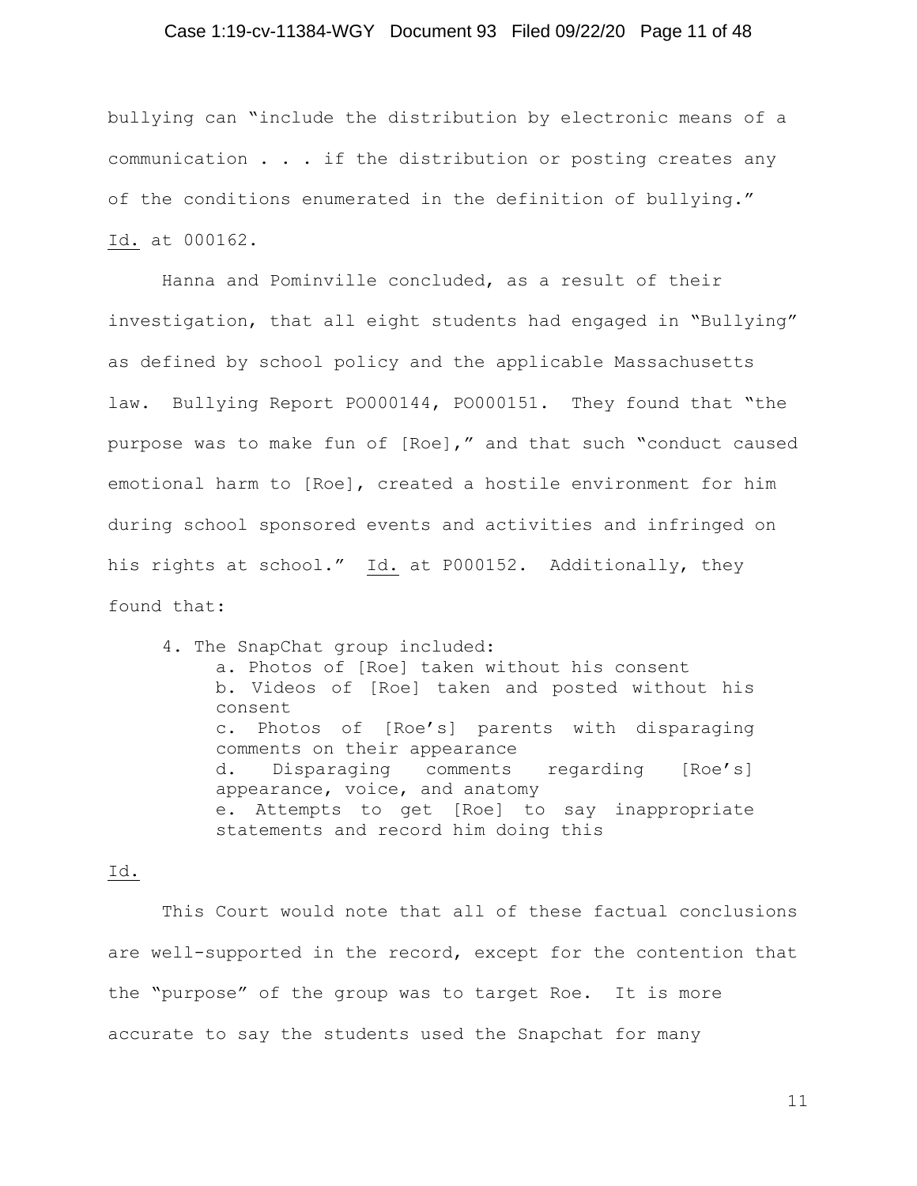bullying can "include the distribution by electronic means of a communication . . . if the distribution or posting creates any of the conditions enumerated in the definition of bullying." Id. at 000162.

Hanna and Pominville concluded, as a result of their investigation, that all eight students had engaged in "Bullying" as defined by school policy and the applicable Massachusetts law. Bullying Report PO000144, PO000151. They found that "the purpose was to make fun of [Roe]," and that such "conduct caused emotional harm to [Roe], created a hostile environment for him during school sponsored events and activities and infringed on his rights at school." Id. at P000152. Additionally, they found that:

> 4. The SnapChat group included:
> a. Photos of [Roe] taken without his consent
> b. Videos of [Roe] taken and posted without his consent
> c. Photos of [Roe's] parents with disparaging comments on their appearance
> d. Disparaging comments regarding [Roe's] appearance, voice, and anatomy
> e. Attempts to get [Roe] to say inappropriate statements and record him doing this

Id.

This Court would note that all of these factual conclusions are well-supported in the record, except for the contention that the "purpose" of the group was to target Roe. It is more accurate to say the students used the Snapchat for many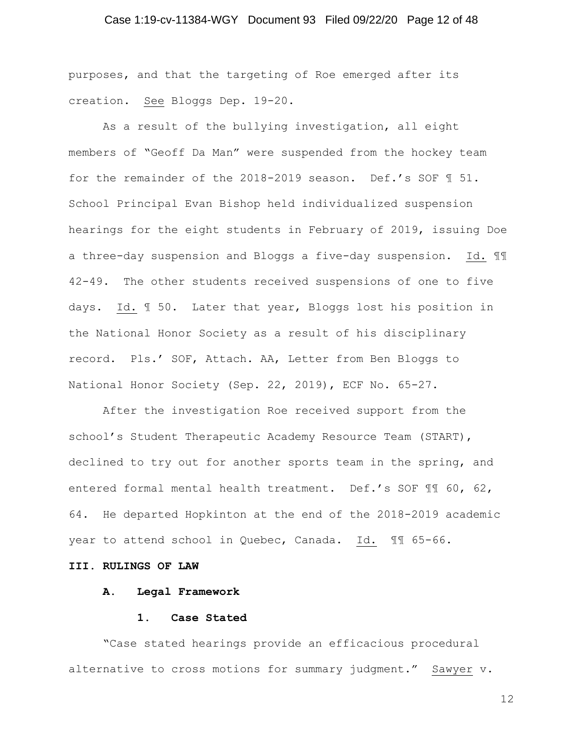purposes, and that the targeting of Roe emerged after its creation. See Bloggs Dep. 19-20.

As a result of the bullying investigation, all eight members of "Geoff Da Man" were suspended from the hockey team for the remainder of the 2018-2019 season. Def.'s SOF ¶ 51. School Principal Evan Bishop held individualized suspension hearings for the eight students in February of 2019, issuing Doe a three-day suspension and Bloggs a five-day suspension. Id. ¶¶ 42-49. The other students received suspensions of one to five days. Id. ¶ 50. Later that year, Bloggs lost his position in the National Honor Society as a result of his disciplinary record. Pls.' SOF, Attach. AA, Letter from Ben Bloggs to National Honor Society (Sep. 22, 2019), ECF No. 65-27.

After the investigation Roe received support from the school's Student Therapeutic Academy Resource Team (START), declined to try out for another sports team in the spring, and entered formal mental health treatment. Def.'s SOF ¶¶ 60, 62, 64. He departed Hopkinton at the end of the 2018-2019 academic year to attend school in Quebec, Canada. Id. ¶¶ 65-66.

## III. RULINGS OF LAW

### A. Legal Framework

#### 1. Case Stated

"Case stated hearings provide an efficacious procedural alternative to cross motions for summary judgment." Sawyer v.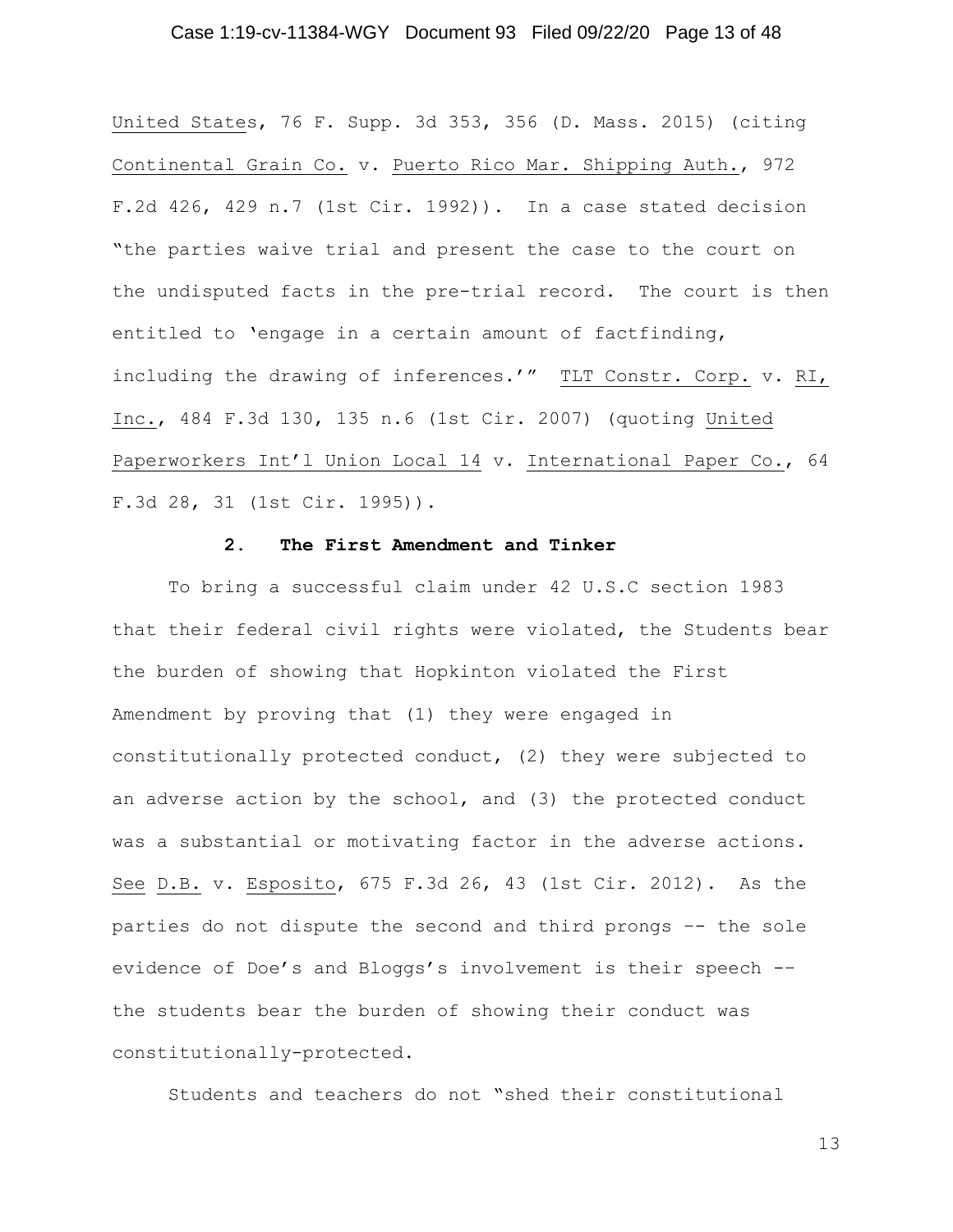United States, 76 F. Supp. 3d 353, 356 (D. Mass. 2015) (citing Continental Grain Co. v. Puerto Rico Mar. Shipping Auth., 972 F.2d 426, 429 n.7 (1st Cir. 1992)). In a case stated decision "the parties waive trial and present the case to the court on the undisputed facts in the pre-trial record. The court is then entitled to 'engage in a certain amount of factfinding, including the drawing of inferences.'" TLT Constr. Corp. v. RI, Inc., 484 F.3d 130, 135 n.6 (1st Cir. 2007) (quoting United Paperworkers Int'l Union Local 14 v. International Paper Co., 64 F.3d 28, 31 (1st Cir. 1995)).

### 2. The First Amendment and Tinker

To bring a successful claim under 42 U.S.C section 1983 that their federal civil rights were violated, the Students bear the burden of showing that Hopkinton violated the First Amendment by proving that (1) they were engaged in constitutionally protected conduct, (2) they were subjected to an adverse action by the school, and (3) the protected conduct was a substantial or motivating factor in the adverse actions. See D.B. v. Esposito, 675 F.3d 26, 43 (1st Cir. 2012). As the parties do not dispute the second and third prongs -- the sole evidence of Doe's and Bloggs's involvement is their speech -- the students bear the burden of showing their conduct was constitutionally-protected.

Students and teachers do not "shed their constitutional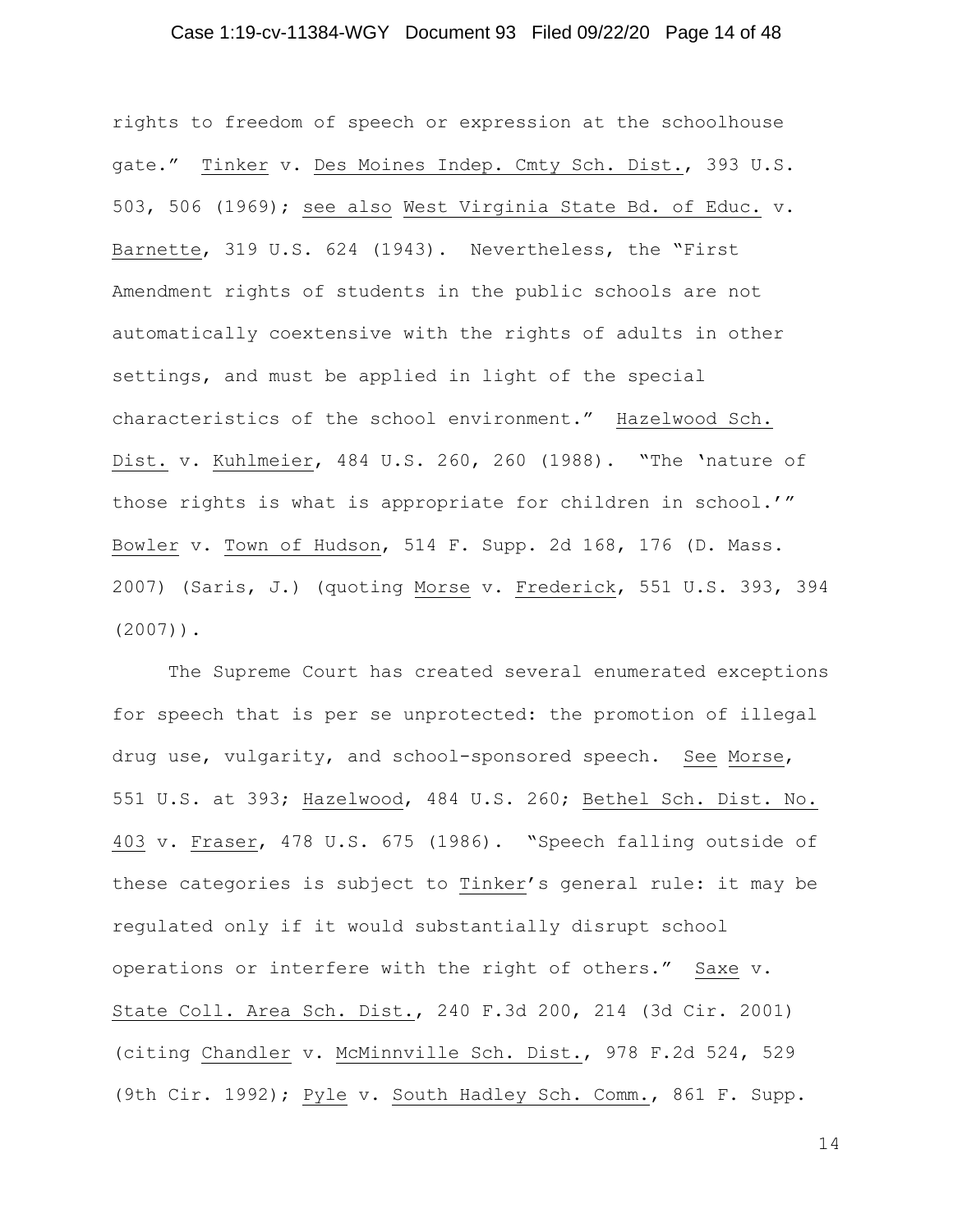rights to freedom of speech or expression at the schoolhouse gate." Tinker v. Des Moines Indep. Cmty Sch. Dist., 393 U.S. 503, 506 (1969); see also West Virginia State Bd. of Educ. v. Barnette, 319 U.S. 624 (1943). Nevertheless, the "First Amendment rights of students in the public schools are not automatically coextensive with the rights of adults in other settings, and must be applied in light of the special characteristics of the school environment." Hazelwood Sch. Dist. v. Kuhlmeier, 484 U.S. 260, 260 (1988). "The 'nature of those rights is what is appropriate for children in school.'" Bowler v. Town of Hudson, 514 F. Supp. 2d 168, 176 (D. Mass. 2007) (Saris, J.) (quoting Morse v. Frederick, 551 U.S. 393, 394 (2007)).

The Supreme Court has created several enumerated exceptions for speech that is per se unprotected: the promotion of illegal drug use, vulgarity, and school-sponsored speech. See Morse, 551 U.S. at 393; Hazelwood, 484 U.S. 260; Bethel Sch. Dist. No. 403 v. Fraser, 478 U.S. 675 (1986). "Speech falling outside of these categories is subject to Tinker's general rule: it may be regulated only if it would substantially disrupt school operations or interfere with the right of others." Saxe v. State Coll. Area Sch. Dist., 240 F.3d 200, 214 (3d Cir. 2001) (citing Chandler v. McMinnville Sch. Dist., 978 F.2d 524, 529 (9th Cir. 1992); Pyle v. South Hadley Sch. Comm., 861 F. Supp.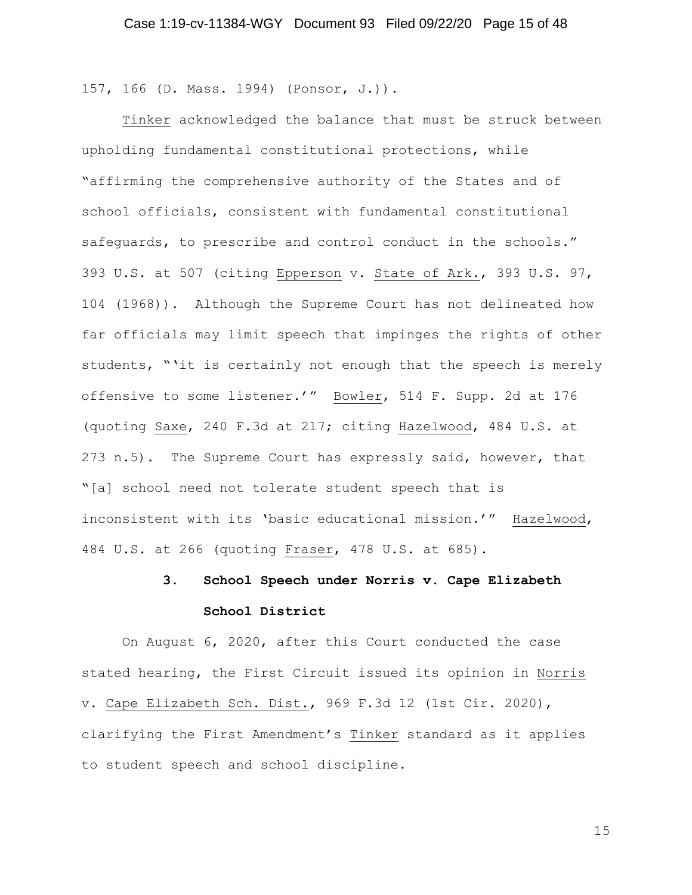157, 166 (D. Mass. 1994) (Ponsor, J.)).

Tinker acknowledged the balance that must be struck between upholding fundamental constitutional protections, while "affirming the comprehensive authority of the States and of school officials, consistent with fundamental constitutional safeguards, to prescribe and control conduct in the schools." 393 U.S. at 507 (citing Epperson v. State of Ark., 393 U.S. 97, 104 (1968)). Although the Supreme Court has not delineated how far officials may limit speech that impinges the rights of other students, "'it is certainly not enough that the speech is merely offensive to some listener.'" Bowler, 514 F. Supp. 2d at 176 (quoting Saxe, 240 F.3d at 217; citing Hazelwood, 484 U.S. at 273 n.5). The Supreme Court has expressly said, however, that "[a] school need not tolerate student speech that is inconsistent with its 'basic educational mission.'" Hazelwood, 484 U.S. at 266 (quoting Fraser, 478 U.S. at 685).

### 3. School Speech under Norris v. Cape Elizabeth School District

On August 6, 2020, after this Court conducted the case stated hearing, the First Circuit issued its opinion in Norris v. Cape Elizabeth Sch. Dist., 969 F.3d 12 (1st Cir. 2020), clarifying the First Amendment's Tinker standard as it applies to student speech and school discipline.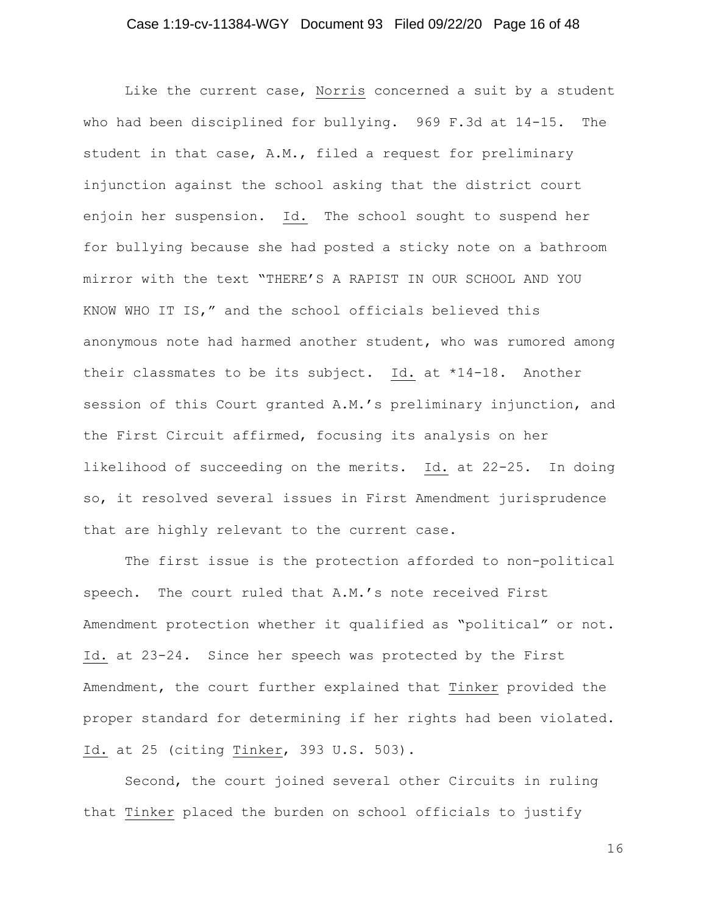Like the current case, Norris concerned a suit by a student who had been disciplined for bullying. 969 F.3d at 14-15. The student in that case, A.M., filed a request for preliminary injunction against the school asking that the district court enjoin her suspension. Id. The school sought to suspend her for bullying because she had posted a sticky note on a bathroom mirror with the text "THERE'S A RAPIST IN OUR SCHOOL AND YOU KNOW WHO IT IS," and the school officials believed this anonymous note had harmed another student, who was rumored among their classmates to be its subject. Id. at *14-18. Another session of this Court granted A.M.'s preliminary injunction, and the First Circuit affirmed, focusing its analysis on her likelihood of succeeding on the merits. Id. at 22-25. In doing so, it resolved several issues in First Amendment jurisprudence that are highly relevant to the current case.

The first issue is the protection afforded to non-political speech. The court ruled that A.M.'s note received First Amendment protection whether it qualified as "political" or not. Id. at 23-24. Since her speech was protected by the First Amendment, the court further explained that Tinker provided the proper standard for determining if her rights had been violated. Id. at 25 (citing Tinker, 393 U.S. 503).

Second, the court joined several other Circuits in ruling that Tinker placed the burden on school officials to justify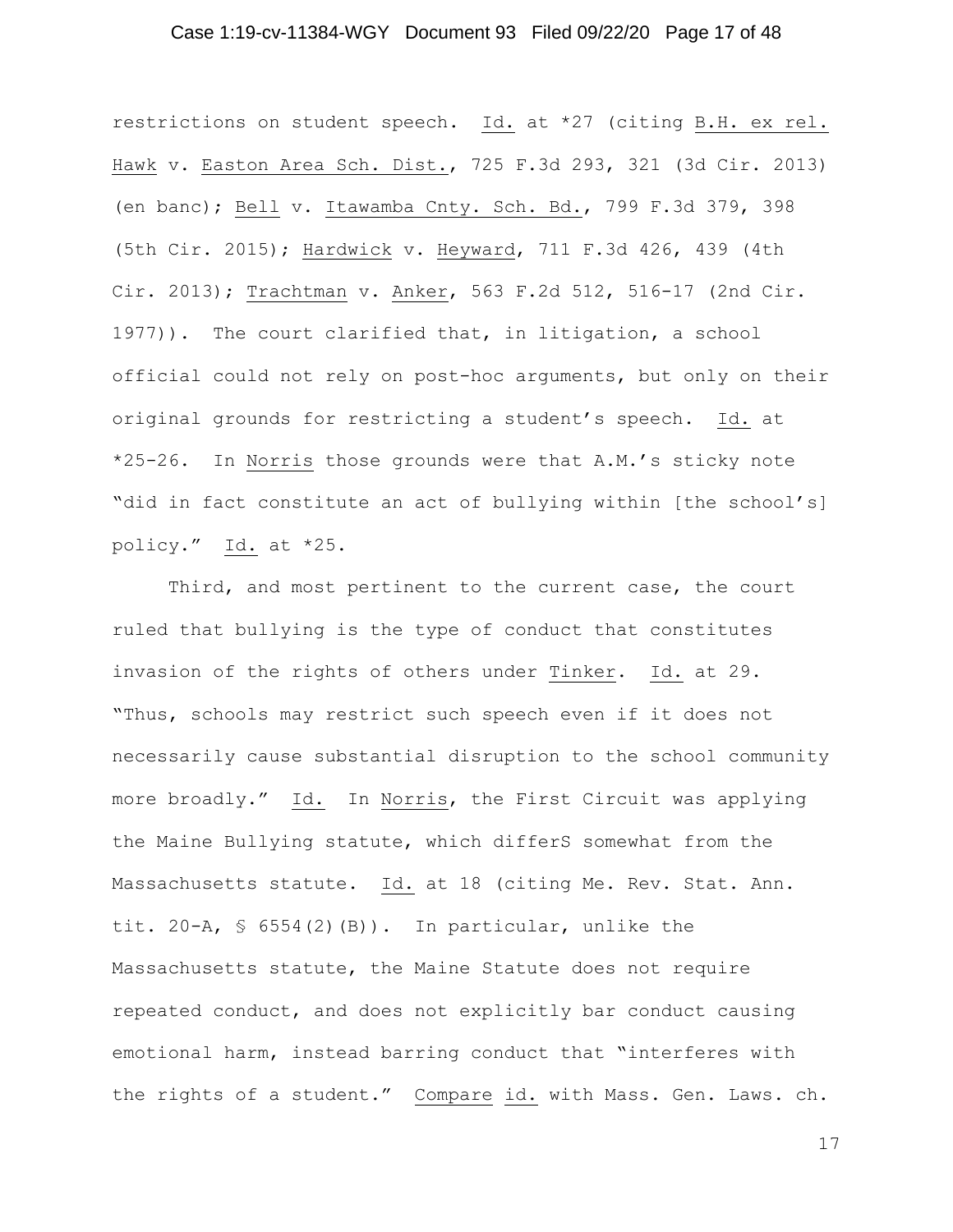restrictions on student speech. Id. at *27 (citing B.H. ex rel. Hawk v. Easton Area Sch. Dist., 725 F.3d 293, 321 (3d Cir. 2013) (en banc); Bell v. Itawamba Cnty. Sch. Bd., 799 F.3d 379, 398 (5th Cir. 2015); Hardwick v. Heyward, 711 F.3d 426, 439 (4th Cir. 2013); Trachtman v. Anker, 563 F.2d 512, 516-17 (2nd Cir. 1977)). The court clarified that, in litigation, a school official could not rely on post-hoc arguments, but only on their original grounds for restricting a student's speech. Id. at *25-26. In Norris those grounds were that A.M.'s sticky note "did in fact constitute an act of bullying within [the school's] policy." Id. at *25.

Third, and most pertinent to the current case, the court ruled that bullying is the type of conduct that constitutes invasion of the rights of others under Tinker. Id. at 29. "Thus, schools may restrict such speech even if it does not necessarily cause substantial disruption to the school community more broadly." Id. In Norris, the First Circuit was applying the Maine Bullying statute, which differS somewhat from the Massachusetts statute. Id. at 18 (citing Me. Rev. Stat. Ann. tit. 20-A, § 6554(2)(B)). In particular, unlike the Massachusetts statute, the Maine Statute does not require repeated conduct, and does not explicitly bar conduct causing emotional harm, instead barring conduct that "interferes with the rights of a student." Compare id. with Mass. Gen. Laws. ch.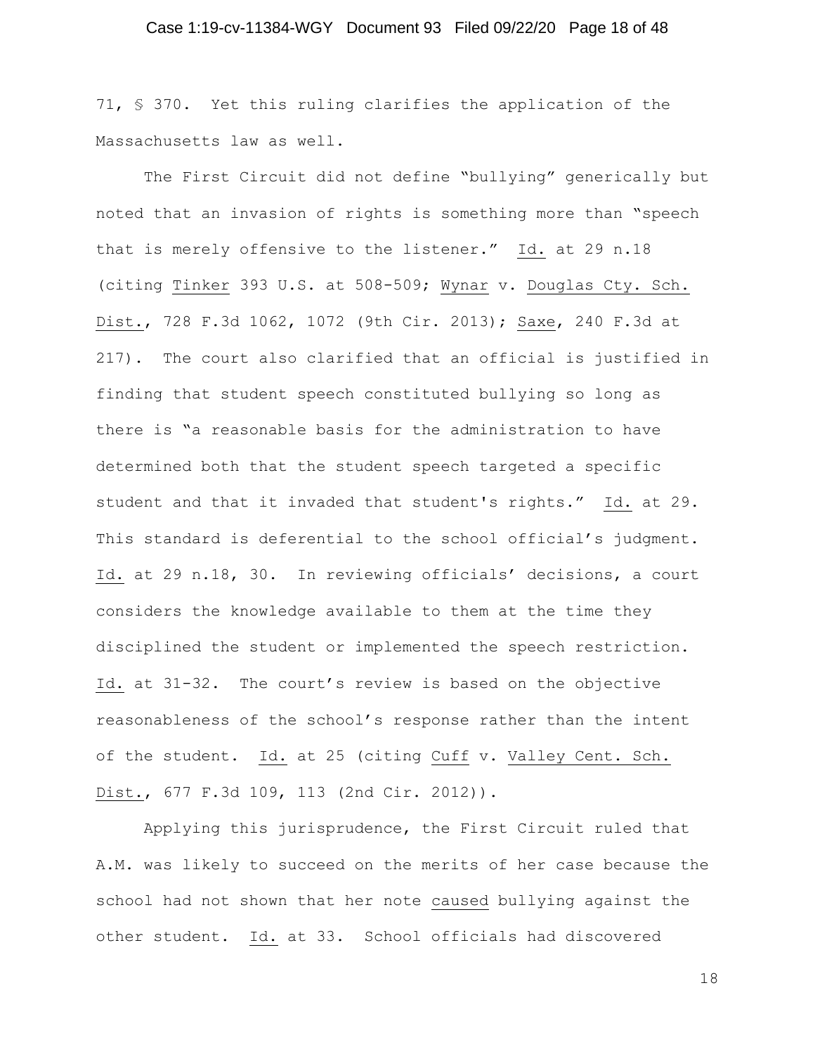71, § 370. Yet this ruling clarifies the application of the Massachusetts law as well.

The First Circuit did not define "bullying" generically but noted that an invasion of rights is something more than "speech that is merely offensive to the listener." Id. at 29 n.18 (citing Tinker 393 U.S. at 508-509; Wynar v. Douglas Cty. Sch. Dist., 728 F.3d 1062, 1072 (9th Cir. 2013); Saxe, 240 F.3d at 217). The court also clarified that an official is justified in finding that student speech constituted bullying so long as there is "a reasonable basis for the administration to have determined both that the student speech targeted a specific student and that it invaded that student's rights." Id. at 29. This standard is deferential to the school official's judgment. Id. at 29 n.18, 30. In reviewing officials' decisions, a court considers the knowledge available to them at the time they disciplined the student or implemented the speech restriction. Id. at 31-32. The court's review is based on the objective reasonableness of the school's response rather than the intent of the student. Id. at 25 (citing Cuff v. Valley Cent. Sch. Dist., 677 F.3d 109, 113 (2nd Cir. 2012)).

Applying this jurisprudence, the First Circuit ruled that A.M. was likely to succeed on the merits of her case because the school had not shown that her note caused bullying against the other student. Id. at 33. School officials had discovered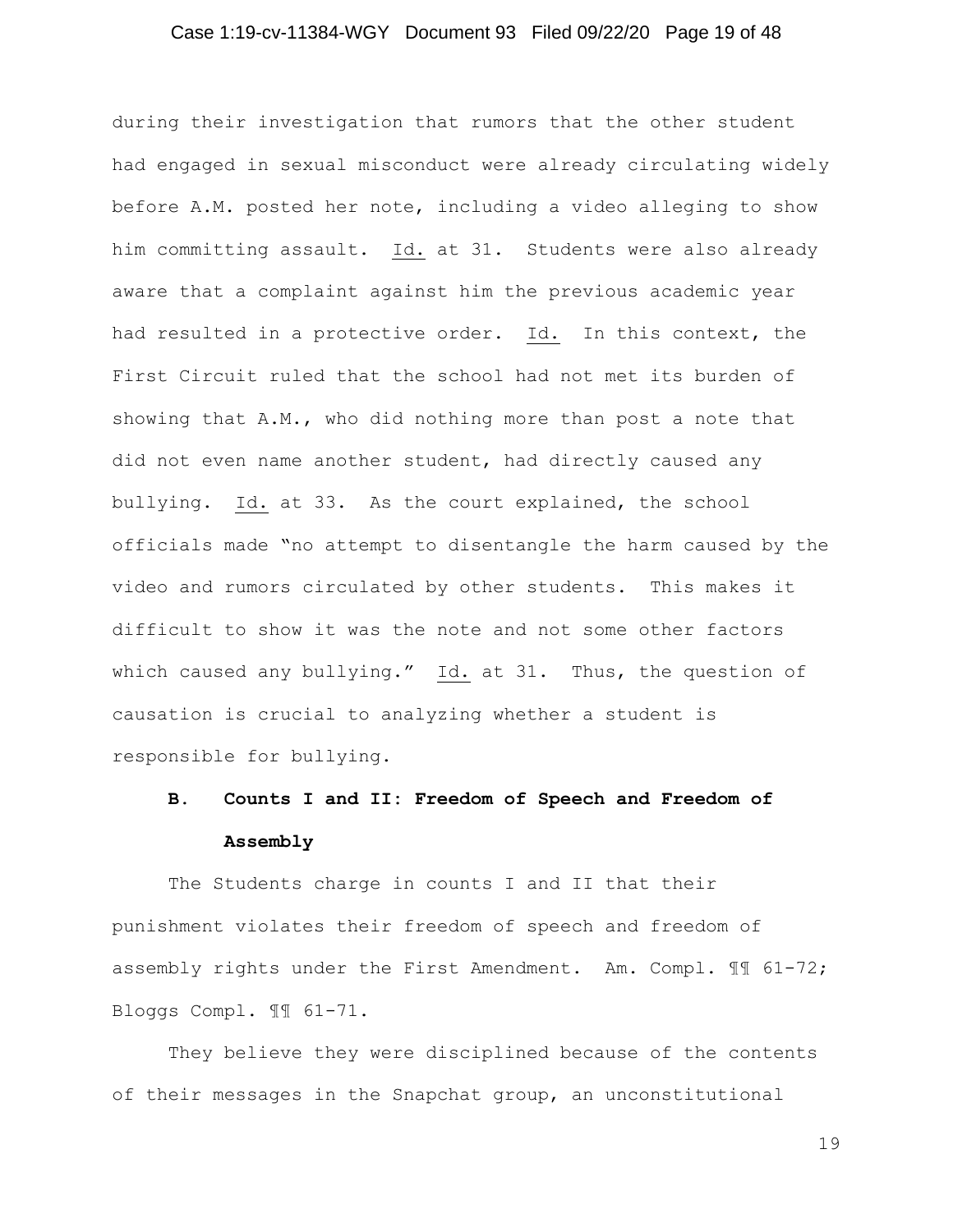during their investigation that rumors that the other student had engaged in sexual misconduct were already circulating widely before A.M. posted her note, including a video alleging to show him committing assault. Id. at 31. Students were also already aware that a complaint against him the previous academic year had resulted in a protective order. Id. In this context, the First Circuit ruled that the school had not met its burden of showing that A.M., who did nothing more than post a note that did not even name another student, had directly caused any bullying. Id. at 33. As the court explained, the school officials made "no attempt to disentangle the harm caused by the video and rumors circulated by other students. This makes it difficult to show it was the note and not some other factors which caused any bullying." Id. at 31. Thus, the question of causation is crucial to analyzing whether a student is responsible for bullying.

### B. Counts I and II: Freedom of Speech and Freedom of Assembly

The Students charge in counts I and II that their punishment violates their freedom of speech and freedom of assembly rights under the First Amendment. Am. Compl. ¶¶ 61-72; Bloggs Compl. ¶¶ 61-71.

They believe they were disciplined because of the contents of their messages in the Snapchat group, an unconstitutional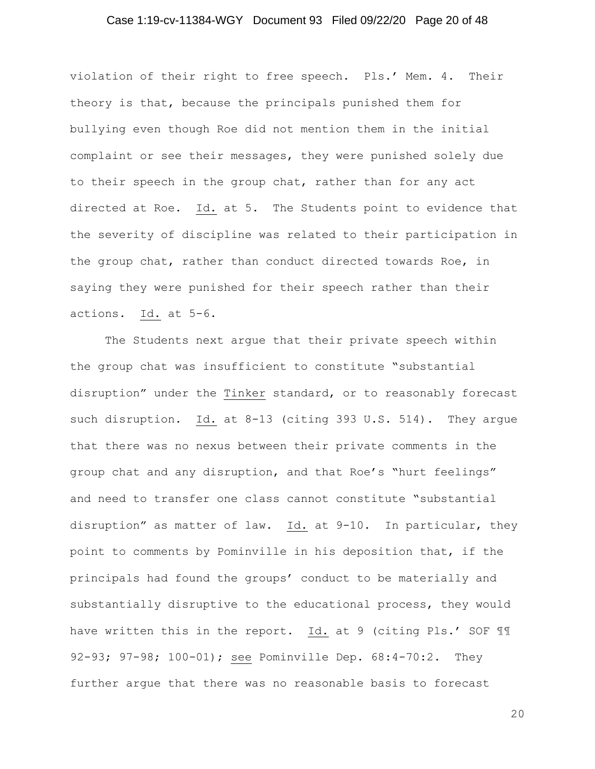violation of their right to free speech. Pls.' Mem. 4. Their theory is that, because the principals punished them for bullying even though Roe did not mention them in the initial complaint or see their messages, they were punished solely due to their speech in the group chat, rather than for any act directed at Roe. Id. at 5. The Students point to evidence that the severity of discipline was related to their participation in the group chat, rather than conduct directed towards Roe, in saying they were punished for their speech rather than their actions. Id. at 5-6.

The Students next argue that their private speech within the group chat was insufficient to constitute "substantial disruption" under the Tinker standard, or to reasonably forecast such disruption. Id. at 8-13 (citing 393 U.S. 514). They argue that there was no nexus between their private comments in the group chat and any disruption, and that Roe's "hurt feelings" and need to transfer one class cannot constitute "substantial disruption" as matter of law. Id. at 9-10. In particular, they point to comments by Pominville in his deposition that, if the principals had found the groups' conduct to be materially and substantially disruptive to the educational process, they would have written this in the report. Id. at 9 (citing Pls.' SOF ¶¶ 92-93; 97-98; 100-01); see Pominville Dep. 68:4-70:2. They further argue that there was no reasonable basis to forecast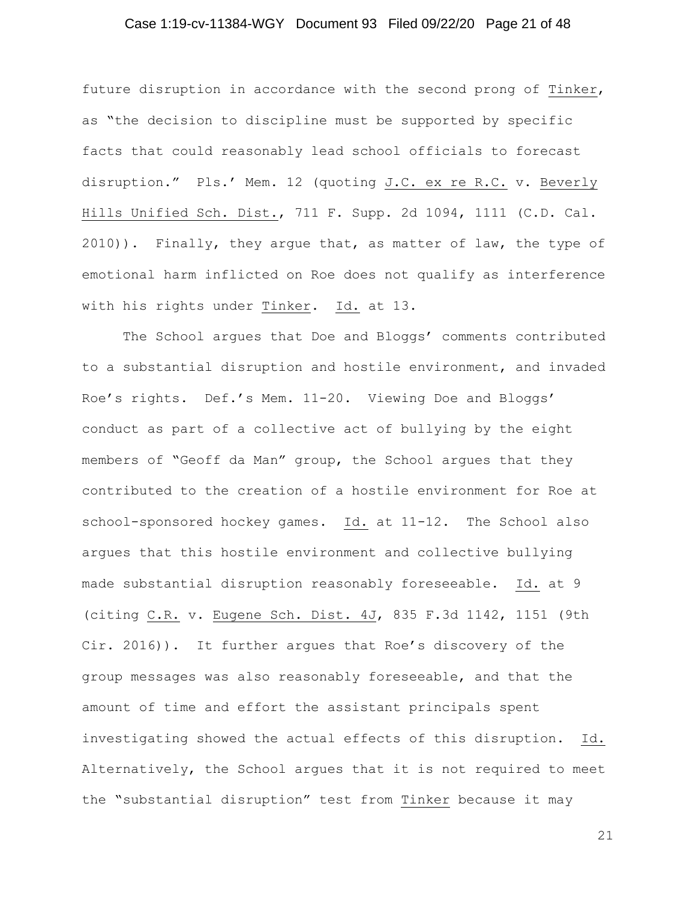future disruption in accordance with the second prong of Tinker, as "the decision to discipline must be supported by specific facts that could reasonably lead school officials to forecast disruption." Pls.' Mem. 12 (quoting J.C. ex re R.C. v. Beverly Hills Unified Sch. Dist., 711 F. Supp. 2d 1094, 1111 (C.D. Cal. 2010)). Finally, they argue that, as matter of law, the type of emotional harm inflicted on Roe does not qualify as interference with his rights under Tinker. Id. at 13.

The School argues that Doe and Bloggs' comments contributed to a substantial disruption and hostile environment, and invaded Roe's rights. Def.'s Mem. 11-20. Viewing Doe and Bloggs' conduct as part of a collective act of bullying by the eight members of "Geoff da Man" group, the School argues that they contributed to the creation of a hostile environment for Roe at school-sponsored hockey games. Id. at 11-12. The School also argues that this hostile environment and collective bullying made substantial disruption reasonably foreseeable. Id. at 9 (citing C.R. v. Eugene Sch. Dist. 4J, 835 F.3d 1142, 1151 (9th Cir. 2016)). It further argues that Roe's discovery of the group messages was also reasonably foreseeable, and that the amount of time and effort the assistant principals spent investigating showed the actual effects of this disruption. Id. Alternatively, the School argues that it is not required to meet the "substantial disruption" test from Tinker because it may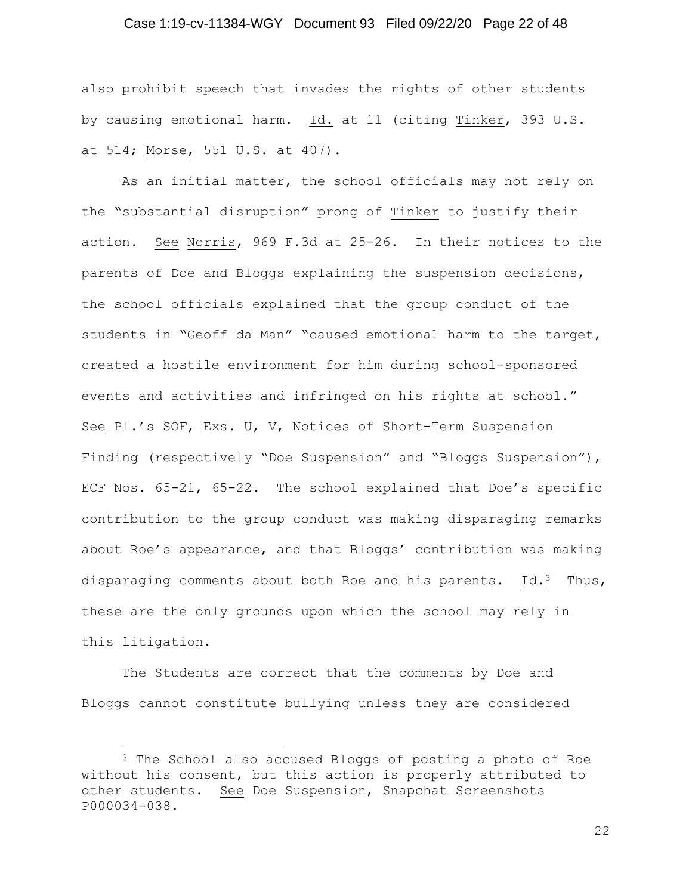also prohibit speech that invades the rights of other students by causing emotional harm. Id. at 11 (citing Tinker, 393 U.S. at 514; Morse, 551 U.S. at 407).

As an initial matter, the school officials may not rely on the "substantial disruption" prong of Tinker to justify their action. See Norris, 969 F.3d at 25-26. In their notices to the parents of Doe and Bloggs explaining the suspension decisions, the school officials explained that the group conduct of the students in "Geoff da Man" "caused emotional harm to the target, created a hostile environment for him during school-sponsored events and activities and infringed on his rights at school." See Pl.'s SOF, Exs. U, V, Notices of Short-Term Suspension Finding (respectively "Doe Suspension" and "Bloggs Suspension"), ECF Nos. 65-21, 65-22. The school explained that Doe's specific contribution to the group conduct was making disparaging remarks about Roe's appearance, and that Bloggs' contribution was making disparaging comments about both Roe and his parents. Id.[3] Thus, these are the only grounds upon which the school may rely in this litigation.

The Students are correct that the comments by Doe and Bloggs cannot constitute bullying unless they are considered

---

[3] The School also accused Bloggs of posting a photo of Roe without his consent, but this action is properly attributed to other students. See Doe Suspension, Snapchat Screenshots P000034-038.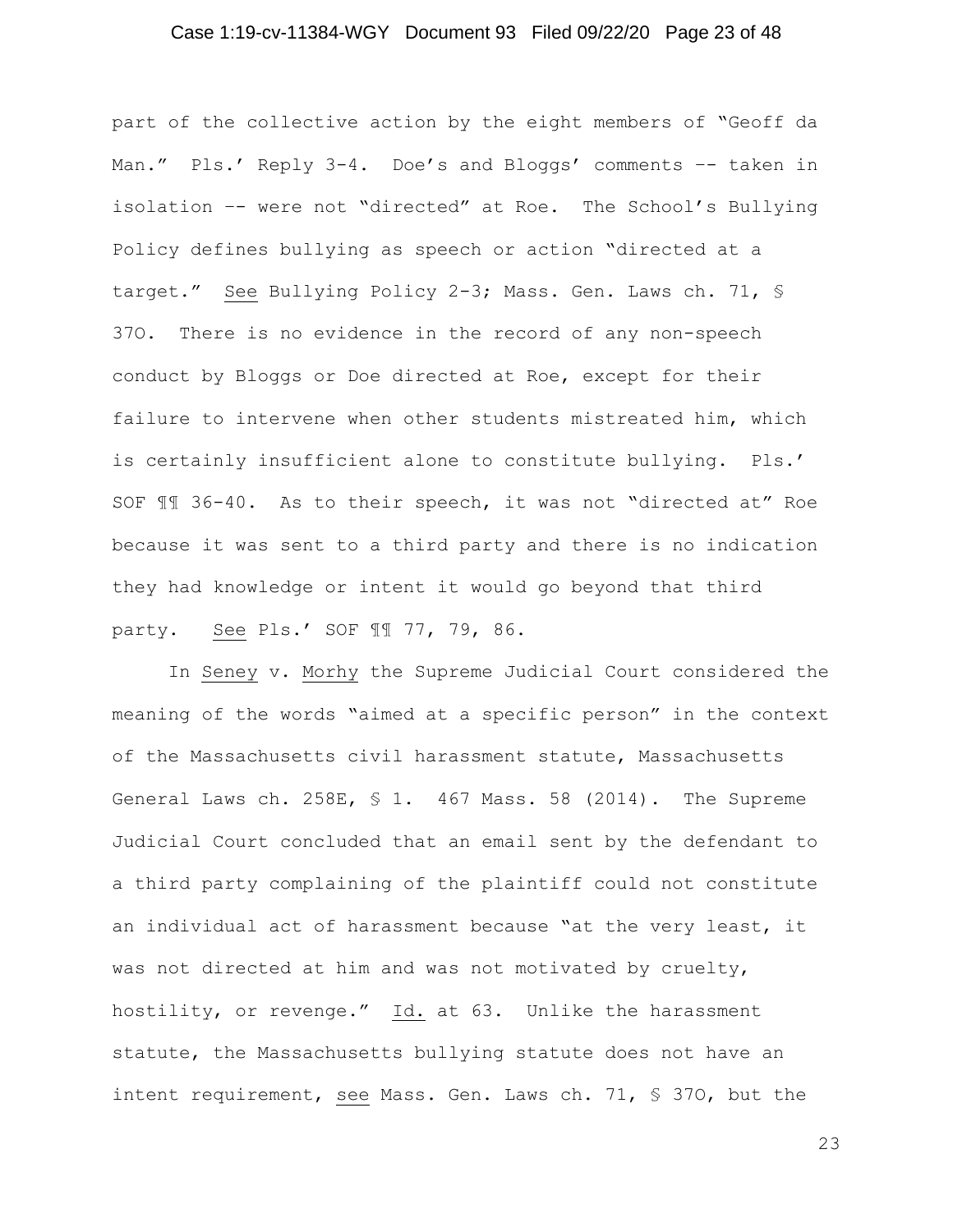part of the collective action by the eight members of "Geoff da Man." Pls.' Reply 3-4. Doe's and Bloggs' comments -- taken in isolation -- were not "directed" at Roe. The School's Bullying Policy defines bullying as speech or action "directed at a target." See Bullying Policy 2-3; Mass. Gen. Laws ch. 71, § 37O. There is no evidence in the record of any non-speech conduct by Bloggs or Doe directed at Roe, except for their failure to intervene when other students mistreated him, which is certainly insufficient alone to constitute bullying. Pls.' SOF ¶¶ 36-40. As to their speech, it was not "directed at" Roe because it was sent to a third party and there is no indication they had knowledge or intent it would go beyond that third party. See Pls.' SOF ¶¶ 77, 79, 86.

In Seney v. Morhy the Supreme Judicial Court considered the meaning of the words "aimed at a specific person" in the context of the Massachusetts civil harassment statute, Massachusetts General Laws ch. 258E, § 1. 467 Mass. 58 (2014). The Supreme Judicial Court concluded that an email sent by the defendant to a third party complaining of the plaintiff could not constitute an individual act of harassment because "at the very least, it was not directed at him and was not motivated by cruelty, hostility, or revenge." Id. at 63. Unlike the harassment statute, the Massachusetts bullying statute does not have an intent requirement, see Mass. Gen. Laws ch. 71, § 37O, but the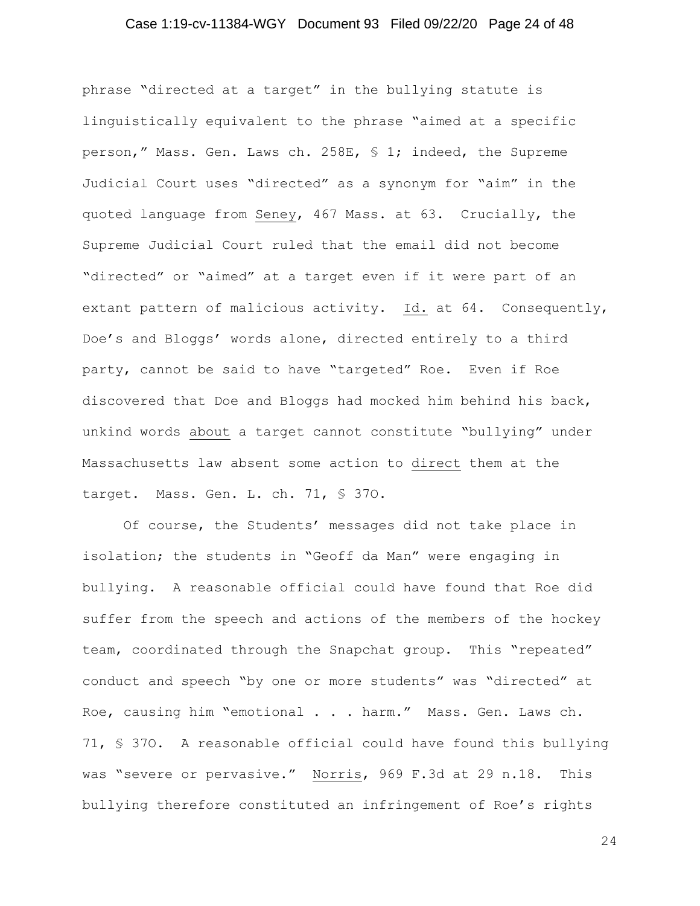phrase "directed at a target" in the bullying statute is linguistically equivalent to the phrase "aimed at a specific person," Mass. Gen. Laws ch. 258E, § 1; indeed, the Supreme Judicial Court uses "directed" as a synonym for "aim" in the quoted language from Seney, 467 Mass. at 63. Crucially, the Supreme Judicial Court ruled that the email did not become "directed" or "aimed" at a target even if it were part of an extant pattern of malicious activity. Id. at 64. Consequently, Doe's and Bloggs' words alone, directed entirely to a third party, cannot be said to have "targeted" Roe. Even if Roe discovered that Doe and Bloggs had mocked him behind his back, unkind words about a target cannot constitute "bullying" under Massachusetts law absent some action to direct them at the target. Mass. Gen. L. ch. 71, § 37O.

Of course, the Students' messages did not take place in isolation; the students in "Geoff da Man" were engaging in bullying. A reasonable official could have found that Roe did suffer from the speech and actions of the members of the hockey team, coordinated through the Snapchat group. This "repeated" conduct and speech "by one or more students" was "directed" at Roe, causing him "emotional . . . harm." Mass. Gen. Laws ch. 71, § 37O. A reasonable official could have found this bullying was "severe or pervasive." Norris, 969 F.3d at 29 n.18. This bullying therefore constituted an infringement of Roe's rights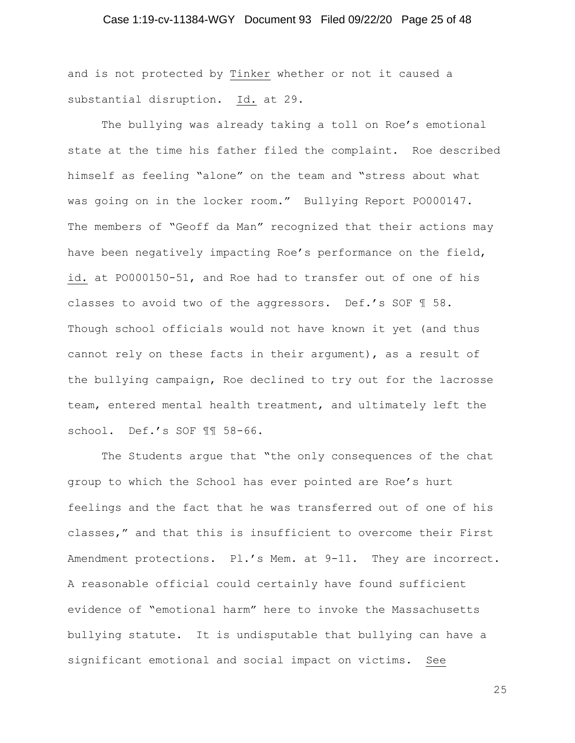and is not protected by Tinker whether or not it caused a substantial disruption. Id. at 29.

The bullying was already taking a toll on Roe's emotional state at the time his father filed the complaint. Roe described himself as feeling "alone" on the team and "stress about what was going on in the locker room." Bullying Report PO000147. The members of "Geoff da Man" recognized that their actions may have been negatively impacting Roe's performance on the field, id. at PO000150-51, and Roe had to transfer out of one of his classes to avoid two of the aggressors. Def.'s SOF ¶ 58. Though school officials would not have known it yet (and thus cannot rely on these facts in their argument), as a result of the bullying campaign, Roe declined to try out for the lacrosse team, entered mental health treatment, and ultimately left the school. Def.'s SOF ¶¶ 58-66.

The Students argue that "the only consequences of the chat group to which the School has ever pointed are Roe's hurt feelings and the fact that he was transferred out of one of his classes," and that this is insufficient to overcome their First Amendment protections. Pl.'s Mem. at 9-11. They are incorrect. A reasonable official could certainly have found sufficient evidence of "emotional harm" here to invoke the Massachusetts bullying statute. It is undisputable that bullying can have a significant emotional and social impact on victims. See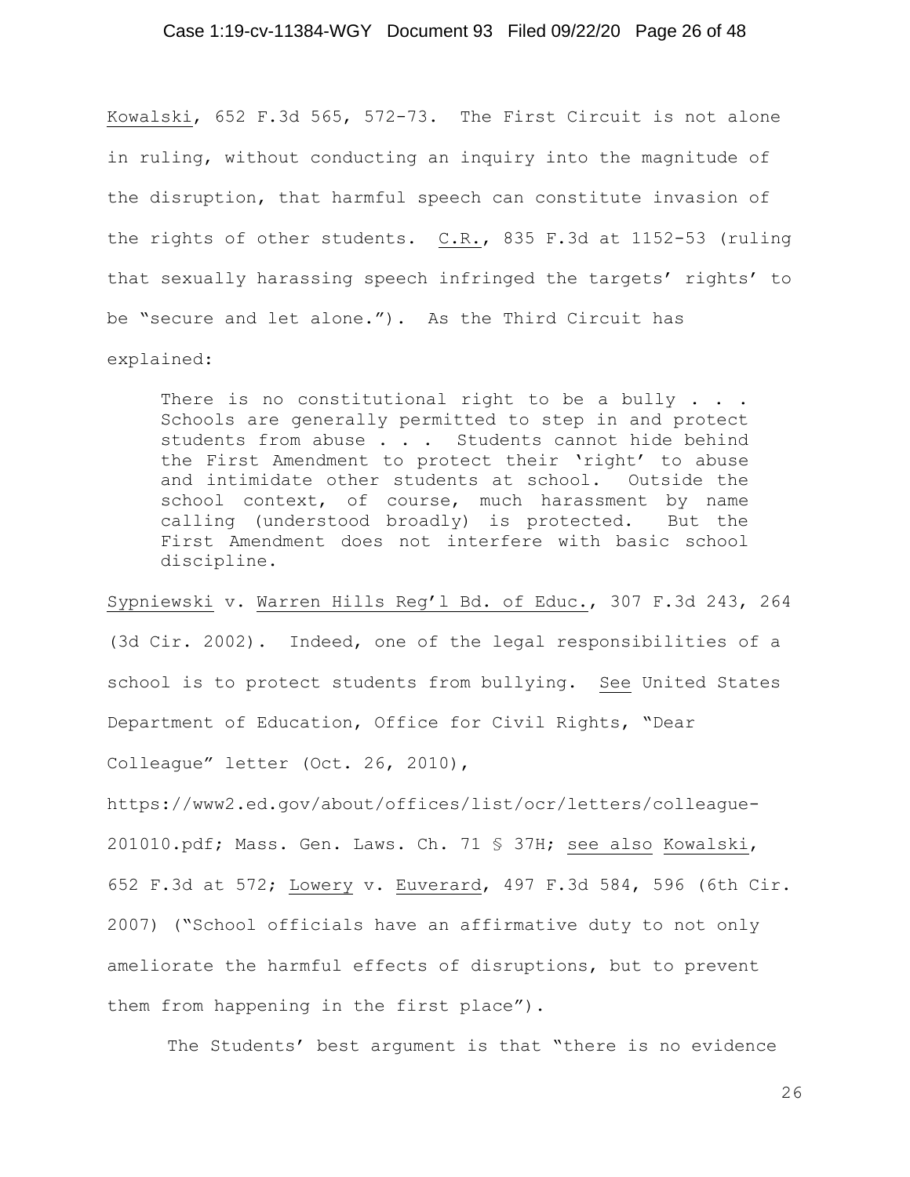Kowalski, 652 F.3d 565, 572-73. The First Circuit is not alone in ruling, without conducting an inquiry into the magnitude of the disruption, that harmful speech can constitute invasion of the rights of other students. C.R., 835 F.3d at 1152-53 (ruling that sexually harassing speech infringed the targets' rights' to be "secure and let alone."). As the Third Circuit has explained:

> There is no constitutional right to be a bully . . . Schools are generally permitted to step in and protect students from abuse . . . Students cannot hide behind the First Amendment to protect their 'right' to abuse and intimidate other students at school. Outside the school context, of course, much harassment by name calling (understood broadly) is protected. But the First Amendment does not interfere with basic school discipline.

Sypniewski v. Warren Hills Reg'l Bd. of Educ., 307 F.3d 243, 264 (3d Cir. 2002). Indeed, one of the legal responsibilities of a school is to protect students from bullying. See United States Department of Education, Office for Civil Rights, "Dear Colleague" letter (Oct. 26, 2010), https://www2.ed.gov/about/offices/list/ocr/letters/colleague-201010.pdf; Mass. Gen. Laws. Ch. 71 § 37H; see also Kowalski, 652 F.3d at 572; Lowery v. Euverard, 497 F.3d 584, 596 (6th Cir. 2007) ("School officials have an affirmative duty to not only ameliorate the harmful effects of disruptions, but to prevent them from happening in the first place").

The Students' best argument is that "there is no evidence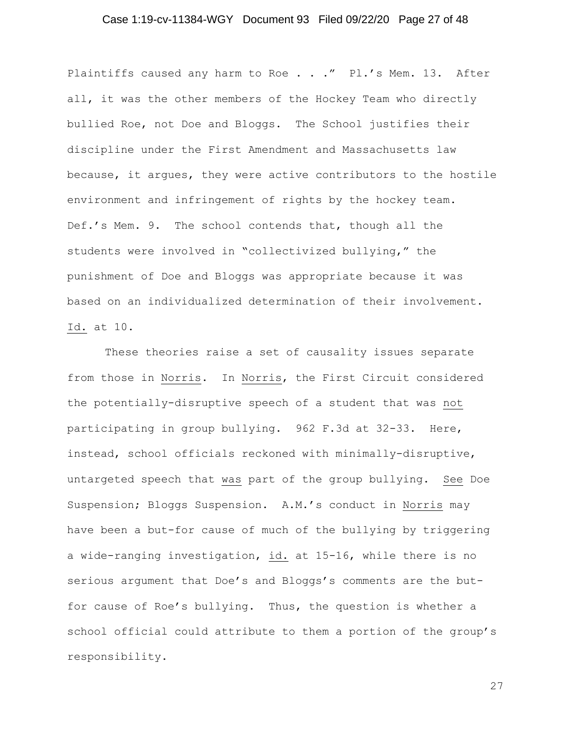Plaintiffs caused any harm to Roe . . ." Pl.'s Mem. 13. After all, it was the other members of the Hockey Team who directly bullied Roe, not Doe and Bloggs. The School justifies their discipline under the First Amendment and Massachusetts law because, it argues, they were active contributors to the hostile environment and infringement of rights by the hockey team. Def.'s Mem. 9. The school contends that, though all the students were involved in "collectivized bullying," the punishment of Doe and Bloggs was appropriate because it was based on an individualized determination of their involvement. Id. at 10.

These theories raise a set of causality issues separate from those in Norris. In Norris, the First Circuit considered the potentially-disruptive speech of a student that was not participating in group bullying. 962 F.3d at 32-33. Here, instead, school officials reckoned with minimally-disruptive, untargeted speech that was part of the group bullying. See Doe Suspension; Bloggs Suspension. A.M.'s conduct in Norris may have been a but-for cause of much of the bullying by triggering a wide-ranging investigation, id. at 15-16, while there is no serious argument that Doe's and Bloggs's comments are the but-for cause of Roe's bullying. Thus, the question is whether a school official could attribute to them a portion of the group's responsibility.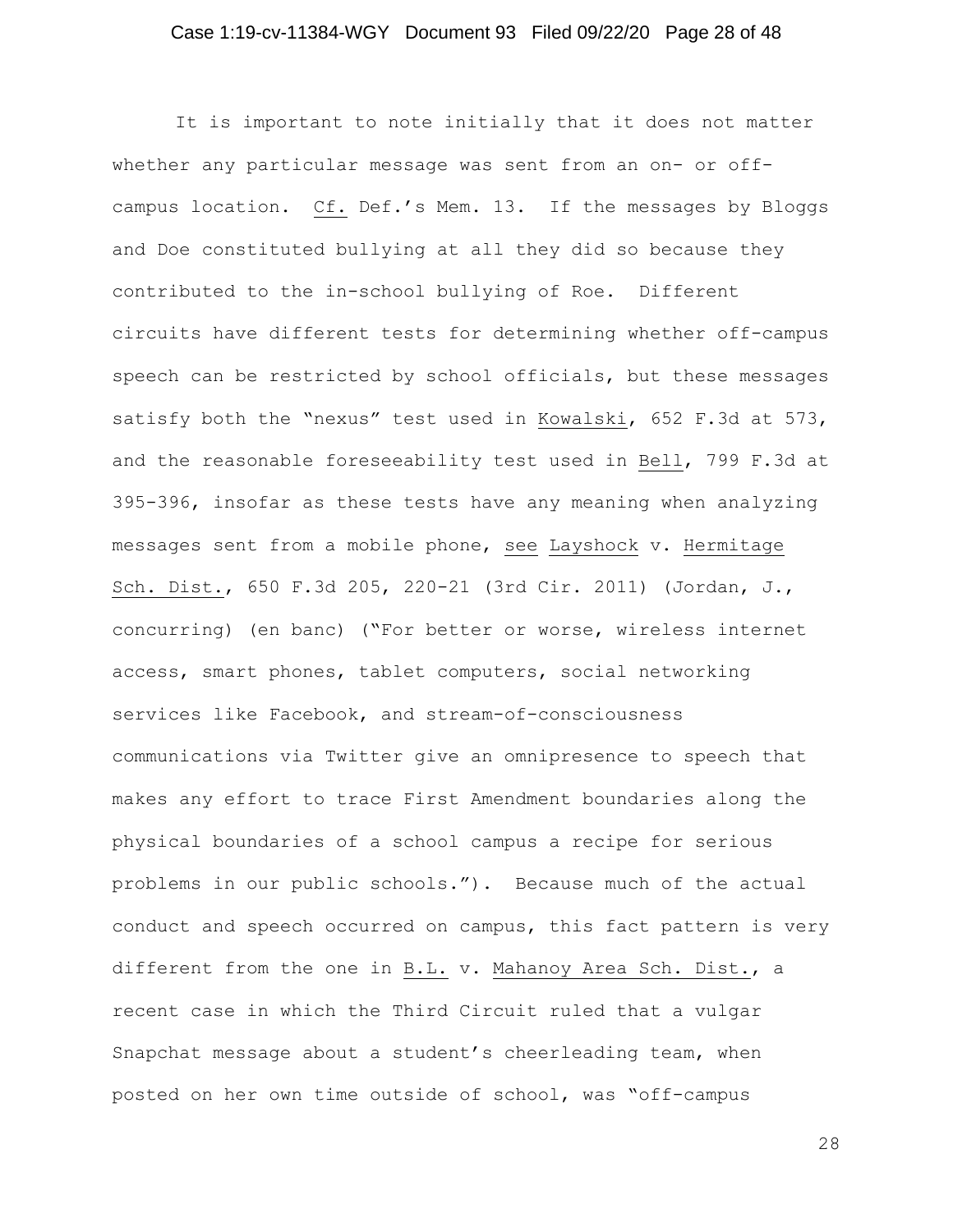It is important to note initially that it does not matter whether any particular message was sent from an on- or off-campus location. Cf. Def.'s Mem. 13. If the messages by Bloggs and Doe constituted bullying at all they did so because they contributed to the in-school bullying of Roe. Different circuits have different tests for determining whether off-campus speech can be restricted by school officials, but these messages satisfy both the "nexus" test used in Kowalski, 652 F.3d at 573, and the reasonable foreseeability test used in Bell, 799 F.3d at 395-396, insofar as these tests have any meaning when analyzing messages sent from a mobile phone, see Layshock v. Hermitage Sch. Dist., 650 F.3d 205, 220-21 (3rd Cir. 2011) (Jordan, J., concurring) (en banc) ("For better or worse, wireless internet access, smart phones, tablet computers, social networking services like Facebook, and stream-of-consciousness communications via Twitter give an omnipresence to speech that makes any effort to trace First Amendment boundaries along the physical boundaries of a school campus a recipe for serious problems in our public schools."). Because much of the actual conduct and speech occurred on campus, this fact pattern is very different from the one in B.L. v. Mahanoy Area Sch. Dist., a recent case in which the Third Circuit ruled that a vulgar Snapchat message about a student's cheerleading team, when posted on her own time outside of school, was "off-campus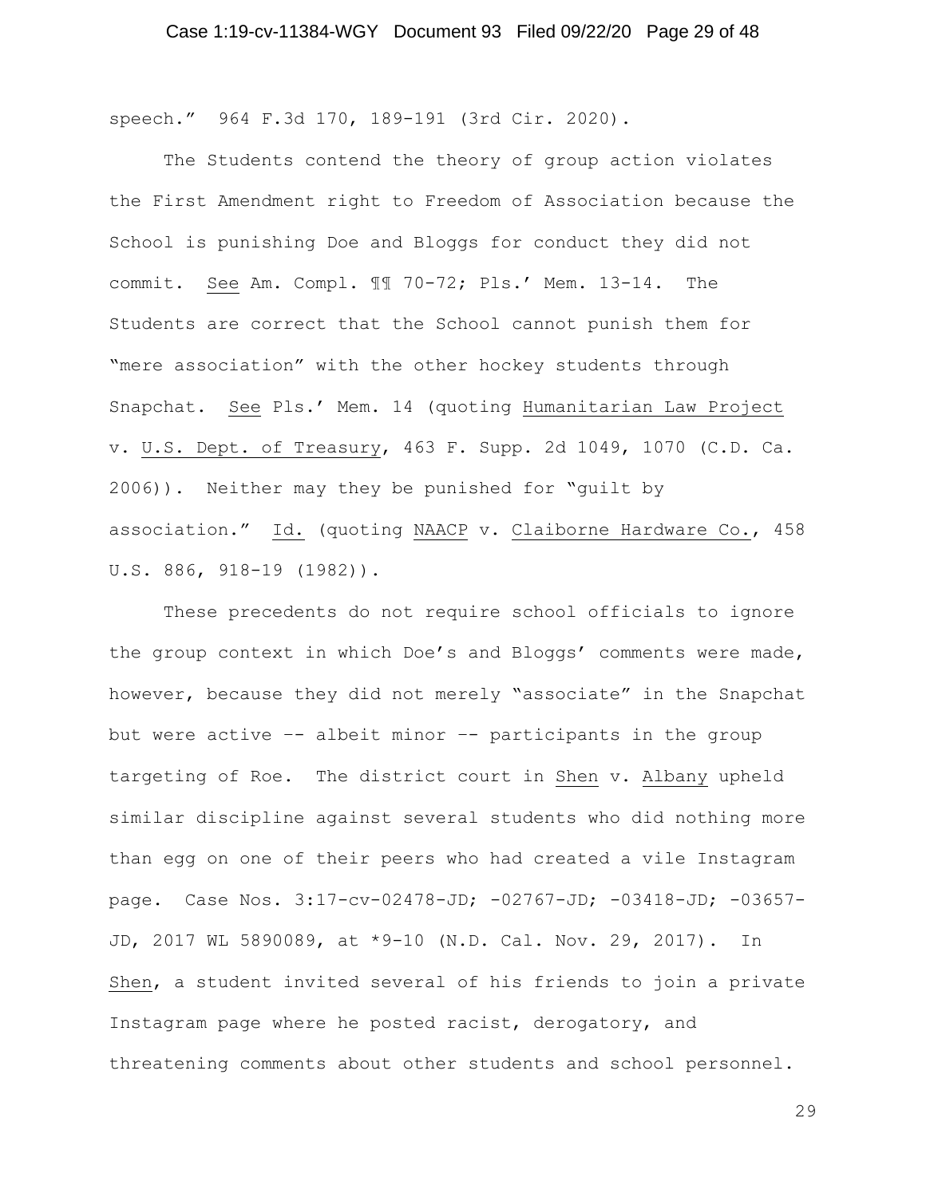speech." 964 F.3d 170, 189-191 (3rd Cir. 2020).

The Students contend the theory of group action violates the First Amendment right to Freedom of Association because the School is punishing Doe and Bloggs for conduct they did not commit. See Am. Compl. ¶¶ 70-72; Pls.' Mem. 13-14. The Students are correct that the School cannot punish them for "mere association" with the other hockey students through Snapchat. See Pls.' Mem. 14 (quoting Humanitarian Law Project v. U.S. Dept. of Treasury, 463 F. Supp. 2d 1049, 1070 (C.D. Ca. 2006)). Neither may they be punished for "guilt by association." Id. (quoting NAACP v. Claiborne Hardware Co., 458 U.S. 886, 918-19 (1982)).

These precedents do not require school officials to ignore the group context in which Doe's and Bloggs' comments were made, however, because they did not merely "associate" in the Snapchat but were active -- albeit minor -- participants in the group targeting of Roe. The district court in Shen v. Albany upheld similar discipline against several students who did nothing more than egg on one of their peers who had created a vile Instagram page. Case Nos. 3:17-cv-02478-JD; -02767-JD; -03418-JD; -03657-JD, 2017 WL 5890089, at *9-10 (N.D. Cal. Nov. 29, 2017). In Shen, a student invited several of his friends to join a private Instagram page where he posted racist, derogatory, and threatening comments about other students and school personnel.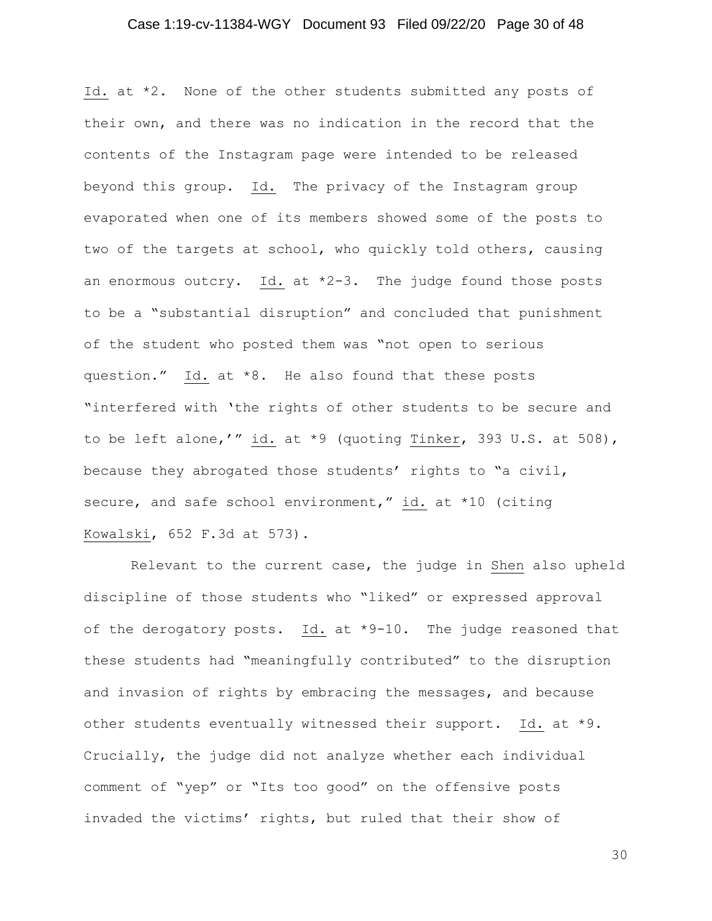Id. at *2. None of the other students submitted any posts of their own, and there was no indication in the record that the contents of the Instagram page were intended to be released beyond this group. Id. The privacy of the Instagram group evaporated when one of its members showed some of the posts to two of the targets at school, who quickly told others, causing an enormous outcry. Id. at *2-3. The judge found those posts to be a "substantial disruption" and concluded that punishment of the student who posted them was "not open to serious question." Id. at *8. He also found that these posts "interfered with 'the rights of other students to be secure and to be left alone,'" id. at *9 (quoting Tinker, 393 U.S. at 508), because they abrogated those students' rights to "a civil, secure, and safe school environment," id. at *10 (citing Kowalski, 652 F.3d at 573).

Relevant to the current case, the judge in Shen also upheld discipline of those students who "liked" or expressed approval of the derogatory posts. Id. at *9-10. The judge reasoned that these students had "meaningfully contributed" to the disruption and invasion of rights by embracing the messages, and because other students eventually witnessed their support. Id. at *9. Crucially, the judge did not analyze whether each individual comment of "yep" or "Its too good" on the offensive posts invaded the victims' rights, but ruled that their show of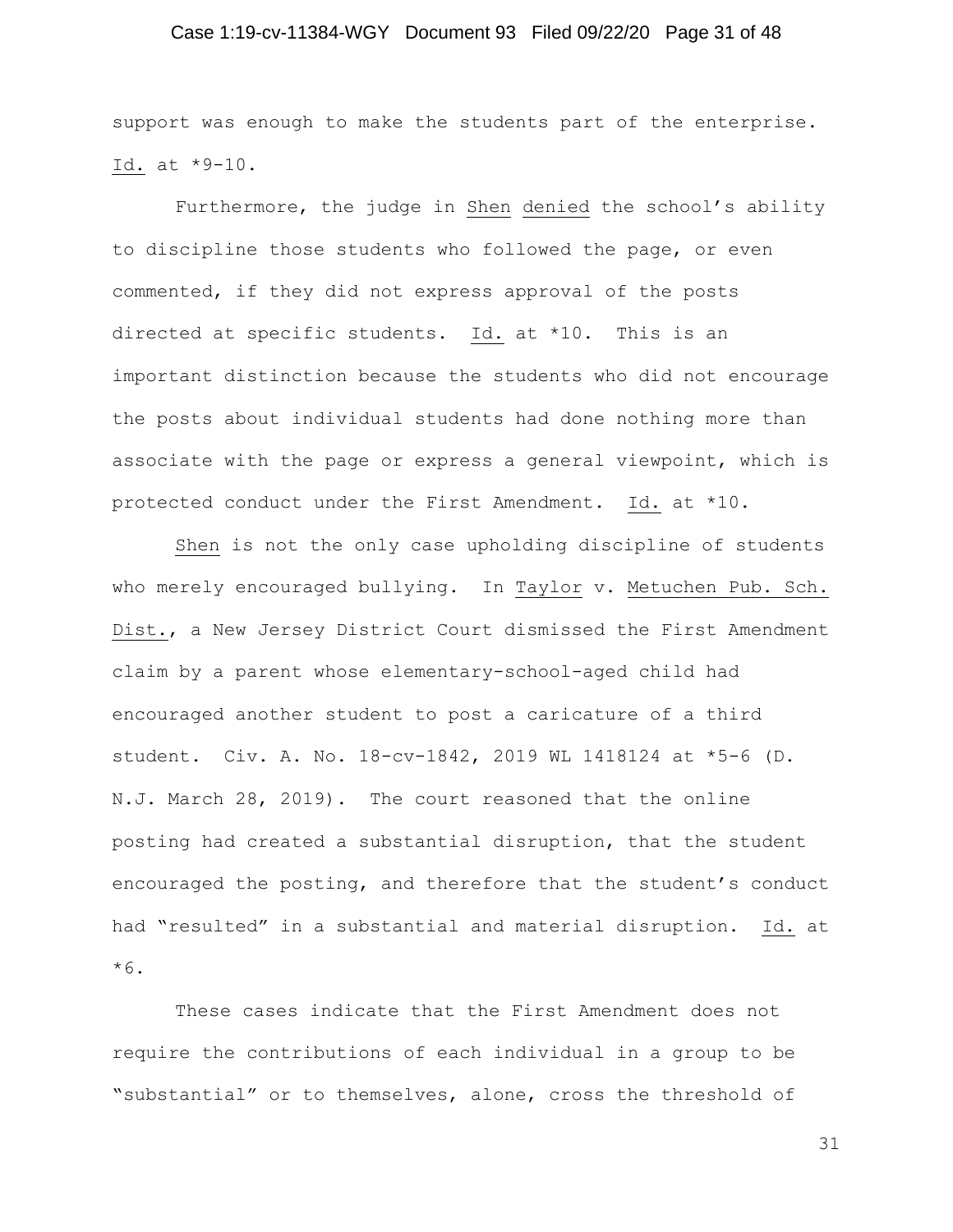support was enough to make the students part of the enterprise. Id. at *9-10.

Furthermore, the judge in Shen denied the school's ability to discipline those students who followed the page, or even commented, if they did not express approval of the posts directed at specific students. Id. at *10. This is an important distinction because the students who did not encourage the posts about individual students had done nothing more than associate with the page or express a general viewpoint, which is protected conduct under the First Amendment. Id. at *10.

Shen is not the only case upholding discipline of students who merely encouraged bullying. In Taylor v. Metuchen Pub. Sch. Dist., a New Jersey District Court dismissed the First Amendment claim by a parent whose elementary-school-aged child had encouraged another student to post a caricature of a third student. Civ. A. No. 18-cv-1842, 2019 WL 1418124 at *5-6 (D. N.J. March 28, 2019). The court reasoned that the online posting had created a substantial disruption, that the student encouraged the posting, and therefore that the student's conduct had "resulted" in a substantial and material disruption. Id. at *6.

These cases indicate that the First Amendment does not require the contributions of each individual in a group to be "substantial" or to themselves, alone, cross the threshold of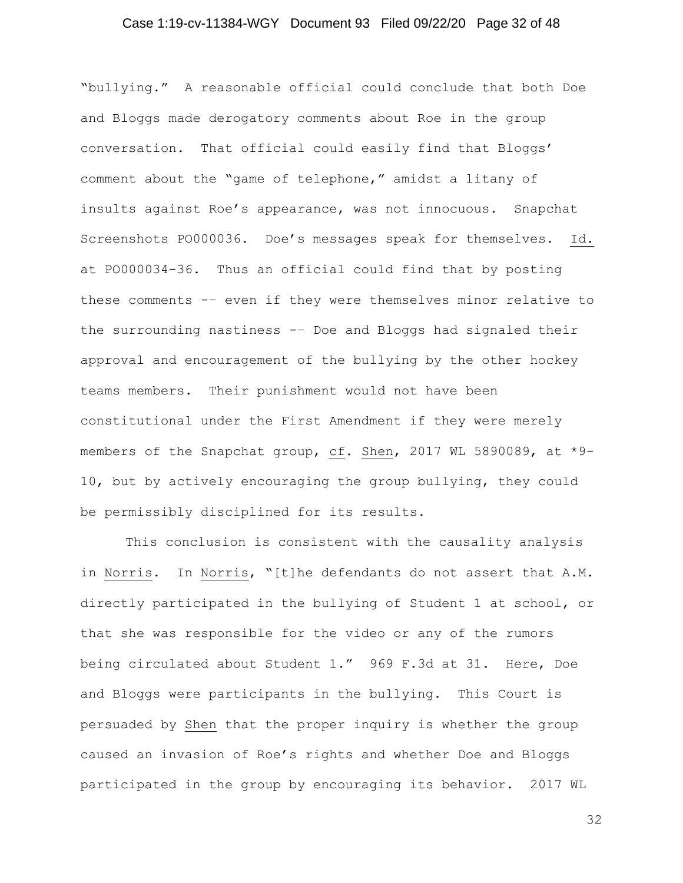"bullying." A reasonable official could conclude that both Doe and Bloggs made derogatory comments about Roe in the group conversation. That official could easily find that Bloggs' comment about the "game of telephone," amidst a litany of insults against Roe's appearance, was not innocuous. Snapchat Screenshots PO000036. Doe's messages speak for themselves. Id. at PO000034-36. Thus an official could find that by posting these comments -- even if they were themselves minor relative to the surrounding nastiness -- Doe and Bloggs had signaled their approval and encouragement of the bullying by the other hockey teams members. Their punishment would not have been constitutional under the First Amendment if they were merely members of the Snapchat group, cf. Shen, 2017 WL 5890089, at *9-10, but by actively encouraging the group bullying, they could be permissibly disciplined for its results.

This conclusion is consistent with the causality analysis in Norris. In Norris, "[t]he defendants do not assert that A.M. directly participated in the bullying of Student 1 at school, or that she was responsible for the video or any of the rumors being circulated about Student 1." 969 F.3d at 31. Here, Doe and Bloggs were participants in the bullying. This Court is persuaded by Shen that the proper inquiry is whether the group caused an invasion of Roe's rights and whether Doe and Bloggs participated in the group by encouraging its behavior. 2017 WL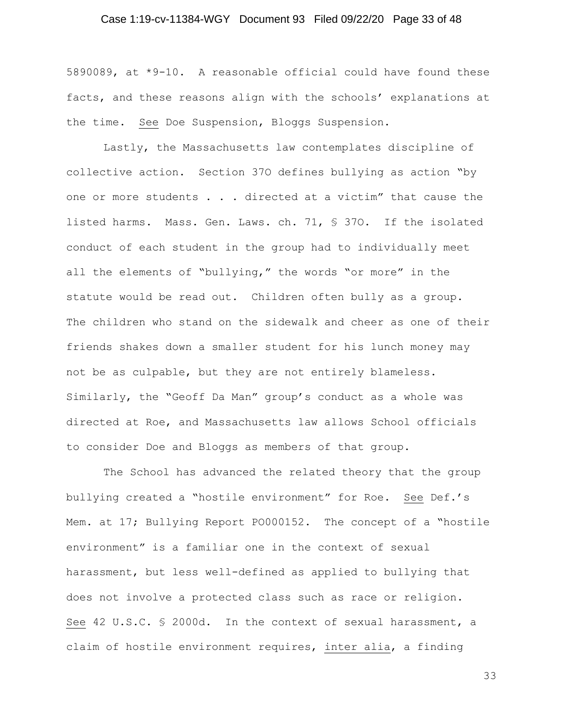5890089, at *9-10. A reasonable official could have found these facts, and these reasons align with the schools' explanations at the time. See Doe Suspension, Bloggs Suspension.

Lastly, the Massachusetts law contemplates discipline of collective action. Section 37O defines bullying as action "by one or more students . . . directed at a victim" that cause the listed harms. Mass. Gen. Laws. ch. 71, § 37O. If the isolated conduct of each student in the group had to individually meet all the elements of "bullying," the words "or more" in the statute would be read out. Children often bully as a group. The children who stand on the sidewalk and cheer as one of their friends shakes down a smaller student for his lunch money may not be as culpable, but they are not entirely blameless. Similarly, the "Geoff Da Man" group's conduct as a whole was directed at Roe, and Massachusetts law allows School officials to consider Doe and Bloggs as members of that group.

The School has advanced the related theory that the group bullying created a "hostile environment" for Roe. See Def.'s Mem. at 17; Bullying Report PO000152. The concept of a "hostile environment" is a familiar one in the context of sexual harassment, but less well-defined as applied to bullying that does not involve a protected class such as race or religion. See 42 U.S.C. § 2000d. In the context of sexual harassment, a claim of hostile environment requires, inter alia, a finding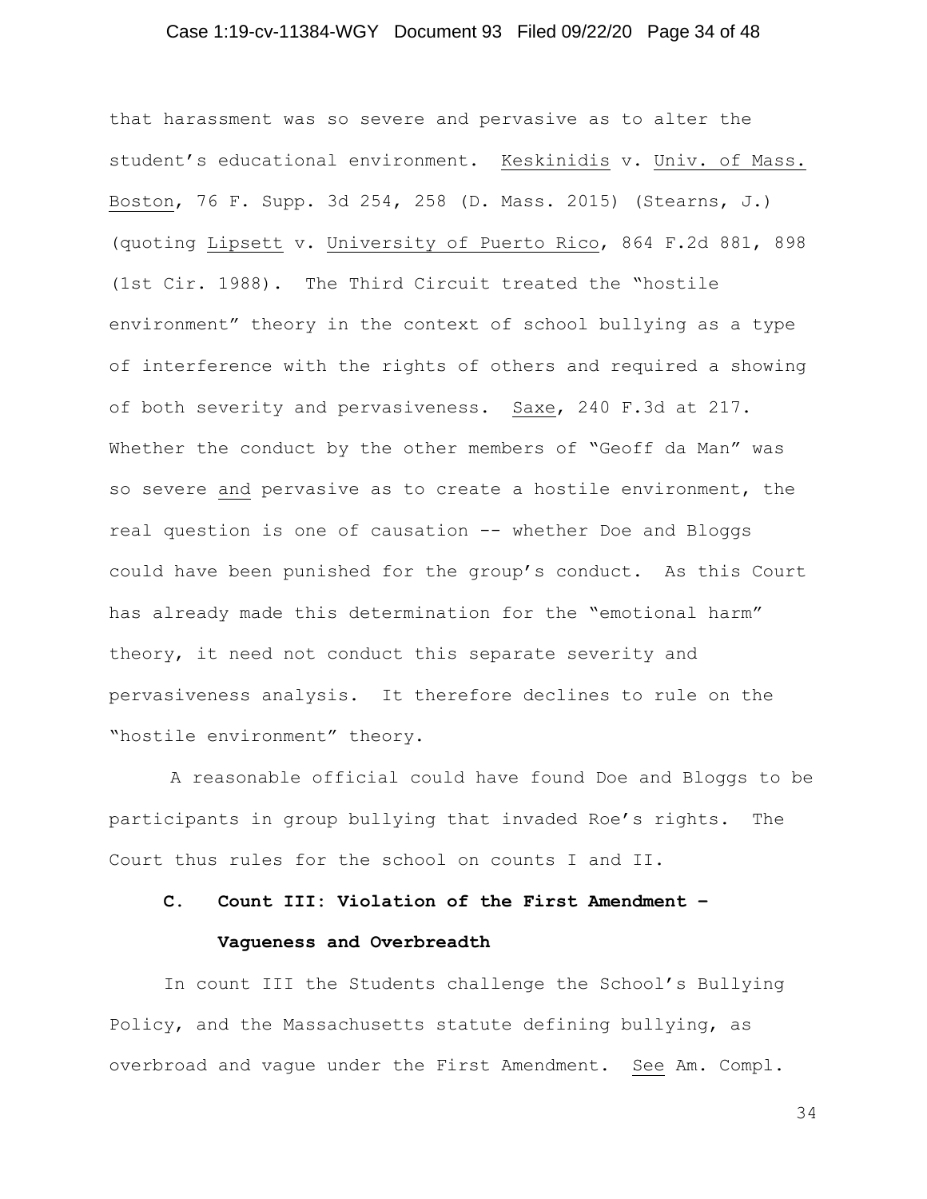that harassment was so severe and pervasive as to alter the student's educational environment. Keskinidis v. Univ. of Mass. Boston, 76 F. Supp. 3d 254, 258 (D. Mass. 2015) (Stearns, J.) (quoting Lipsett v. University of Puerto Rico, 864 F.2d 881, 898 (1st Cir. 1988). The Third Circuit treated the "hostile environment" theory in the context of school bullying as a type of interference with the rights of others and required a showing of both severity and pervasiveness. Saxe, 240 F.3d at 217. Whether the conduct by the other members of "Geoff da Man" was so severe and pervasive as to create a hostile environment, the real question is one of causation -- whether Doe and Bloggs could have been punished for the group's conduct. As this Court has already made this determination for the "emotional harm" theory, it need not conduct this separate severity and pervasiveness analysis. It therefore declines to rule on the "hostile environment" theory.

A reasonable official could have found Doe and Bloggs to be participants in group bullying that invaded Roe's rights. The Court thus rules for the school on counts I and II.

### C. Count III: Violation of the First Amendment – Vagueness and Overbreadth

In count III the Students challenge the School's Bullying Policy, and the Massachusetts statute defining bullying, as overbroad and vague under the First Amendment. See Am. Compl.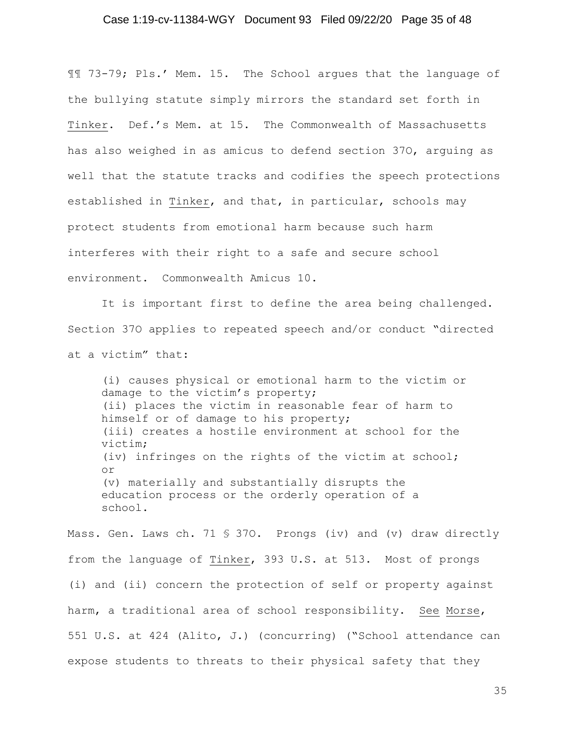¶¶ 73-79; Pls.' Mem. 15. The School argues that the language of the bullying statute simply mirrors the standard set forth in Tinker. Def.'s Mem. at 15. The Commonwealth of Massachusetts has also weighed in as amicus to defend section 37O, arguing as well that the statute tracks and codifies the speech protections established in Tinker, and that, in particular, schools may protect students from emotional harm because such harm interferes with their right to a safe and secure school environment. Commonwealth Amicus 10.

It is important first to define the area being challenged. Section 37O applies to repeated speech and/or conduct "directed at a victim" that:

> (i) causes physical or emotional harm to the victim or damage to the victim's property;
> (ii) places the victim in reasonable fear of harm to himself or of damage to his property;
> (iii) creates a hostile environment at school for the victim;
> (iv) infringes on the rights of the victim at school; or
> (v) materially and substantially disrupts the education process or the orderly operation of a school.

Mass. Gen. Laws ch. 71 § 37O. Prongs (iv) and (v) draw directly from the language of Tinker, 393 U.S. at 513. Most of prongs (i) and (ii) concern the protection of self or property against harm, a traditional area of school responsibility. See Morse, 551 U.S. at 424 (Alito, J.) (concurring) ("School attendance can expose students to threats to their physical safety that they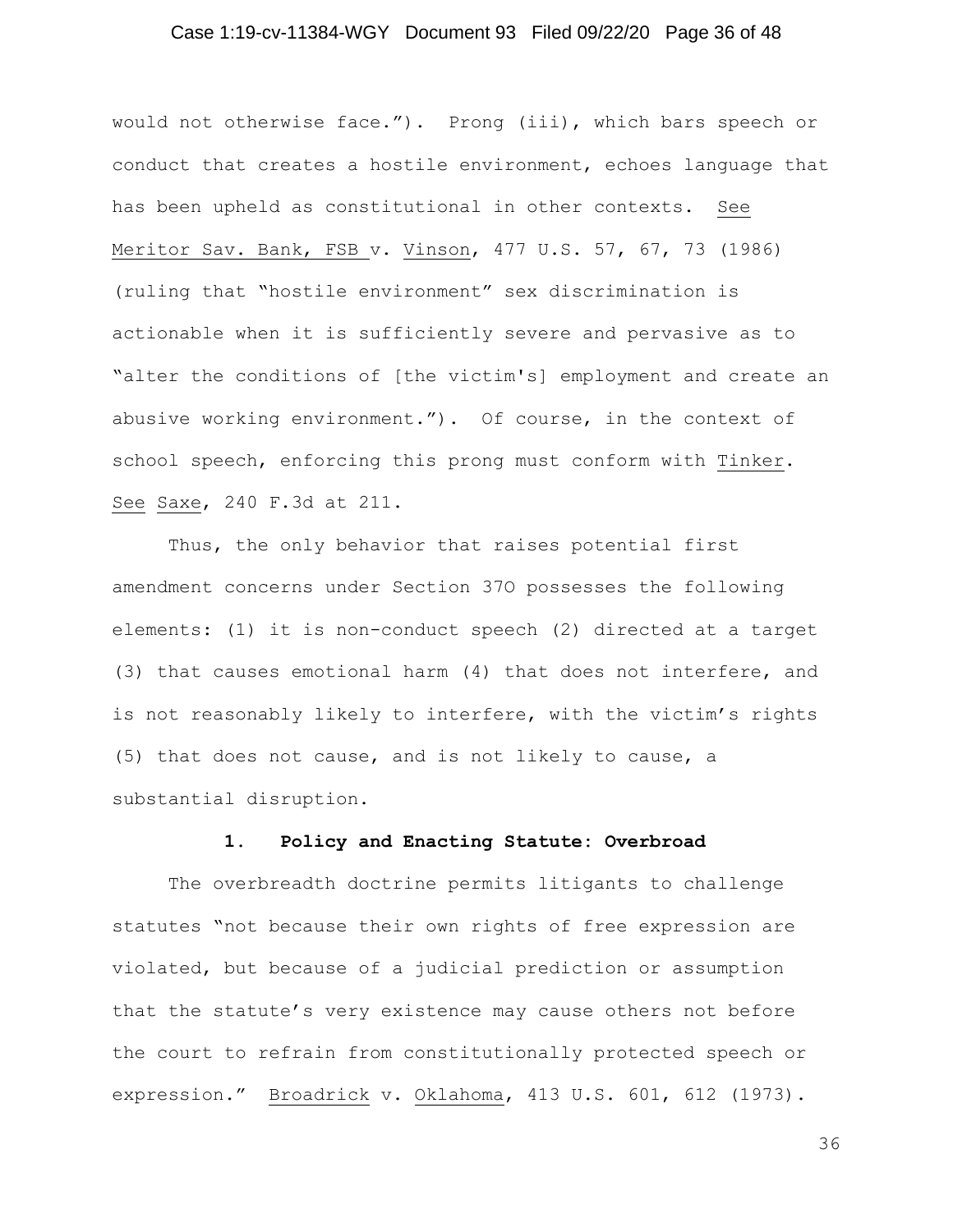would not otherwise face."). Prong (iii), which bars speech or conduct that creates a hostile environment, echoes language that has been upheld as constitutional in other contexts. See Meritor Sav. Bank, FSB v. Vinson, 477 U.S. 57, 67, 73 (1986) (ruling that "hostile environment" sex discrimination is actionable when it is sufficiently severe and pervasive as to "alter the conditions of [the victim's] employment and create an abusive working environment."). Of course, in the context of school speech, enforcing this prong must conform with Tinker. See Saxe, 240 F.3d at 211.

Thus, the only behavior that raises potential first amendment concerns under Section 37O possesses the following elements: (1) it is non-conduct speech (2) directed at a target (3) that causes emotional harm (4) that does not interfere, and is not reasonably likely to interfere, with the victim's rights (5) that does not cause, and is not likely to cause, a substantial disruption.

### 1. Policy and Enacting Statute: Overbroad

The overbreadth doctrine permits litigants to challenge statutes "not because their own rights of free expression are violated, but because of a judicial prediction or assumption that the statute's very existence may cause others not before the court to refrain from constitutionally protected speech or expression." Broadrick v. Oklahoma, 413 U.S. 601, 612 (1973).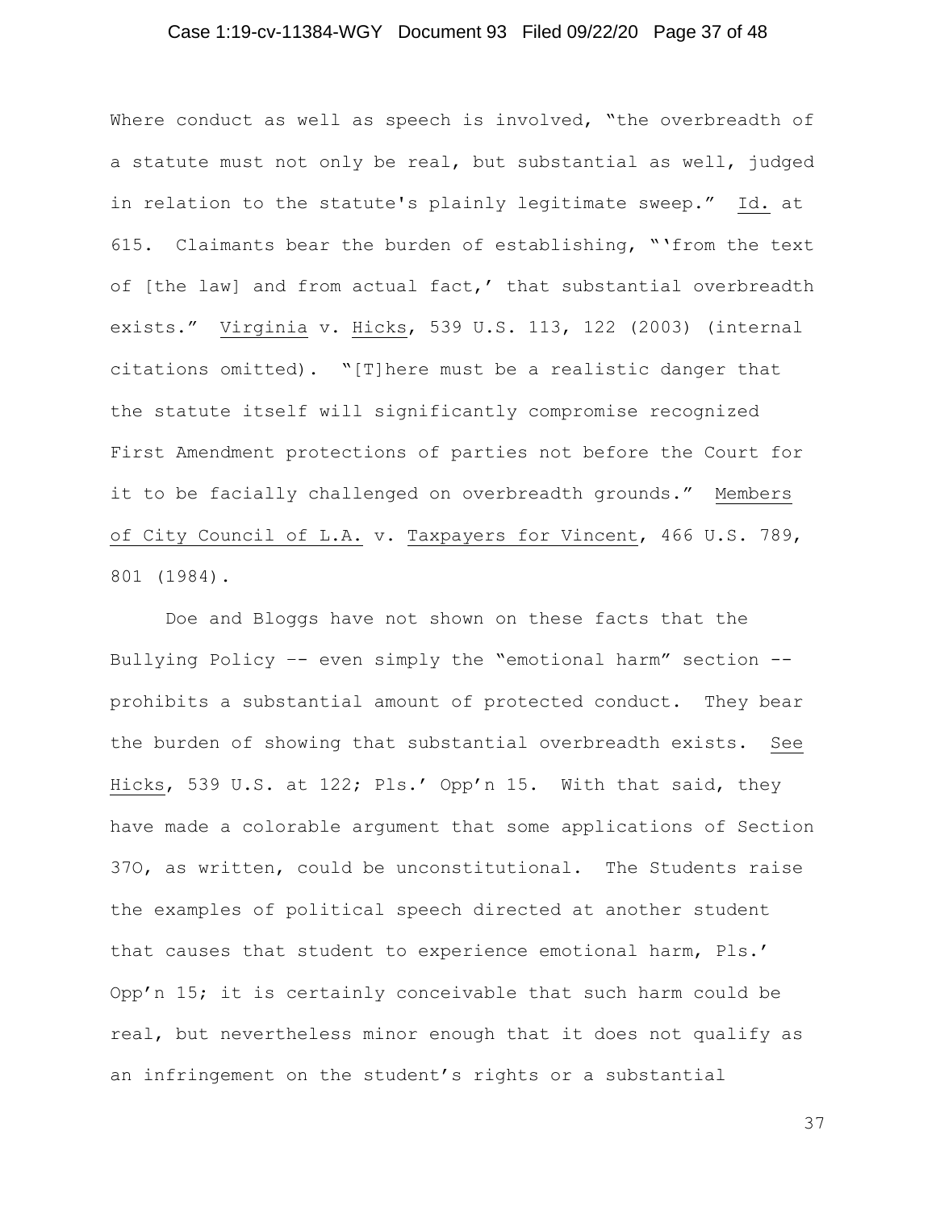Where conduct as well as speech is involved, "the overbreadth of a statute must not only be real, but substantial as well, judged in relation to the statute's plainly legitimate sweep." Id. at 615. Claimants bear the burden of establishing, "'from the text of [the law] and from actual fact,' that substantial overbreadth exists." Virginia v. Hicks, 539 U.S. 113, 122 (2003) (internal citations omitted). "[T]here must be a realistic danger that the statute itself will significantly compromise recognized First Amendment protections of parties not before the Court for it to be facially challenged on overbreadth grounds." Members of City Council of L.A. v. Taxpayers for Vincent, 466 U.S. 789, 801 (1984).

Doe and Bloggs have not shown on these facts that the Bullying Policy -- even simply the "emotional harm" section -- prohibits a substantial amount of protected conduct. They bear the burden of showing that substantial overbreadth exists. See Hicks, 539 U.S. at 122; Pls.' Opp'n 15. With that said, they have made a colorable argument that some applications of Section 37O, as written, could be unconstitutional. The Students raise the examples of political speech directed at another student that causes that student to experience emotional harm, Pls.' Opp'n 15; it is certainly conceivable that such harm could be real, but nevertheless minor enough that it does not qualify as an infringement on the student's rights or a substantial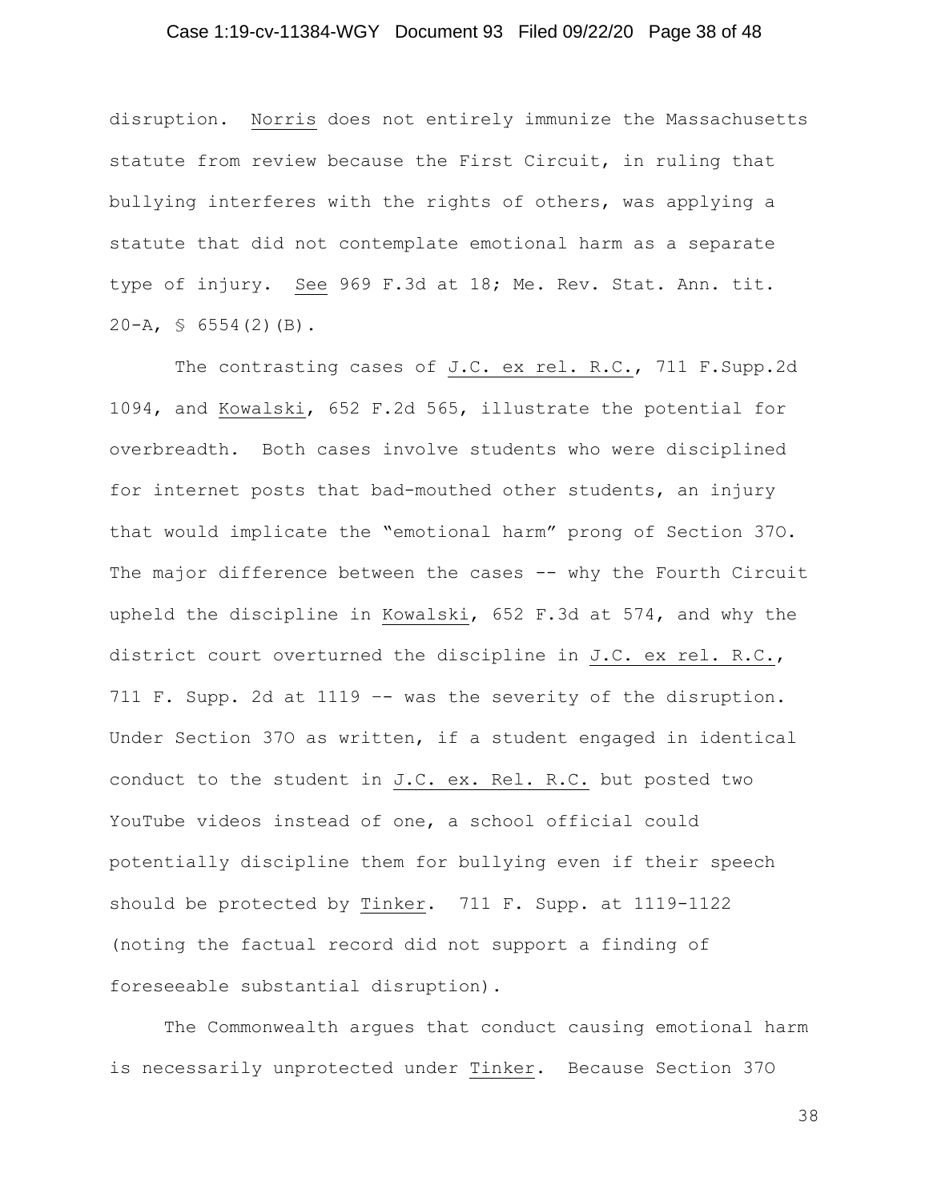disruption. Norris does not entirely immunize the Massachusetts statute from review because the First Circuit, in ruling that bullying interferes with the rights of others, was applying a statute that did not contemplate emotional harm as a separate type of injury. See 969 F.3d at 18; Me. Rev. Stat. Ann. tit. 20-A, § 6554(2)(B).

The contrasting cases of J.C. ex rel. R.C., 711 F.Supp.2d 1094, and Kowalski, 652 F.2d 565, illustrate the potential for overbreadth. Both cases involve students who were disciplined for internet posts that bad-mouthed other students, an injury that would implicate the "emotional harm" prong of Section 37O. The major difference between the cases -- why the Fourth Circuit upheld the discipline in Kowalski, 652 F.3d at 574, and why the district court overturned the discipline in J.C. ex rel. R.C., 711 F. Supp. 2d at 1119 -- was the severity of the disruption. Under Section 37O as written, if a student engaged in identical conduct to the student in J.C. ex. Rel. R.C. but posted two YouTube videos instead of one, a school official could potentially discipline them for bullying even if their speech should be protected by Tinker. 711 F. Supp. at 1119-1122 (noting the factual record did not support a finding of foreseeable substantial disruption).

The Commonwealth argues that conduct causing emotional harm is necessarily unprotected under Tinker. Because Section 37O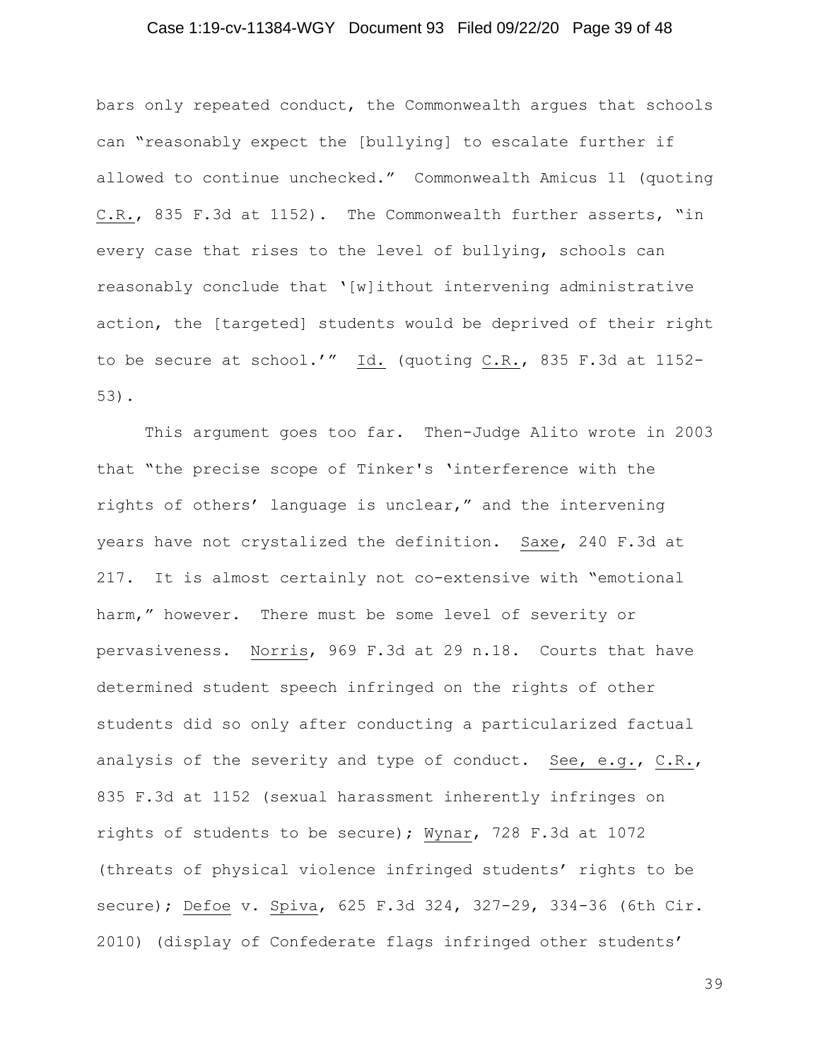bars only repeated conduct, the Commonwealth argues that schools can "reasonably expect the [bullying] to escalate further if allowed to continue unchecked." Commonwealth Amicus 11 (quoting C.R., 835 F.3d at 1152). The Commonwealth further asserts, "in every case that rises to the level of bullying, schools can reasonably conclude that '[w]ithout intervening administrative action, the [targeted] students would be deprived of their right to be secure at school.'" Id. (quoting C.R., 835 F.3d at 1152-53).

This argument goes too far. Then-Judge Alito wrote in 2003 that "the precise scope of Tinker's 'interference with the rights of others' language is unclear," and the intervening years have not crystalized the definition. Saxe, 240 F.3d at 217. It is almost certainly not co-extensive with "emotional harm," however. There must be some level of severity or pervasiveness. Norris, 969 F.3d at 29 n.18. Courts that have determined student speech infringed on the rights of other students did so only after conducting a particularized factual analysis of the severity and type of conduct. See, e.g., C.R., 835 F.3d at 1152 (sexual harassment inherently infringes on rights of students to be secure); Wynar, 728 F.3d at 1072 (threats of physical violence infringed students' rights to be secure); Defoe v. Spiva, 625 F.3d 324, 327-29, 334-36 (6th Cir. 2010) (display of Confederate flags infringed other students'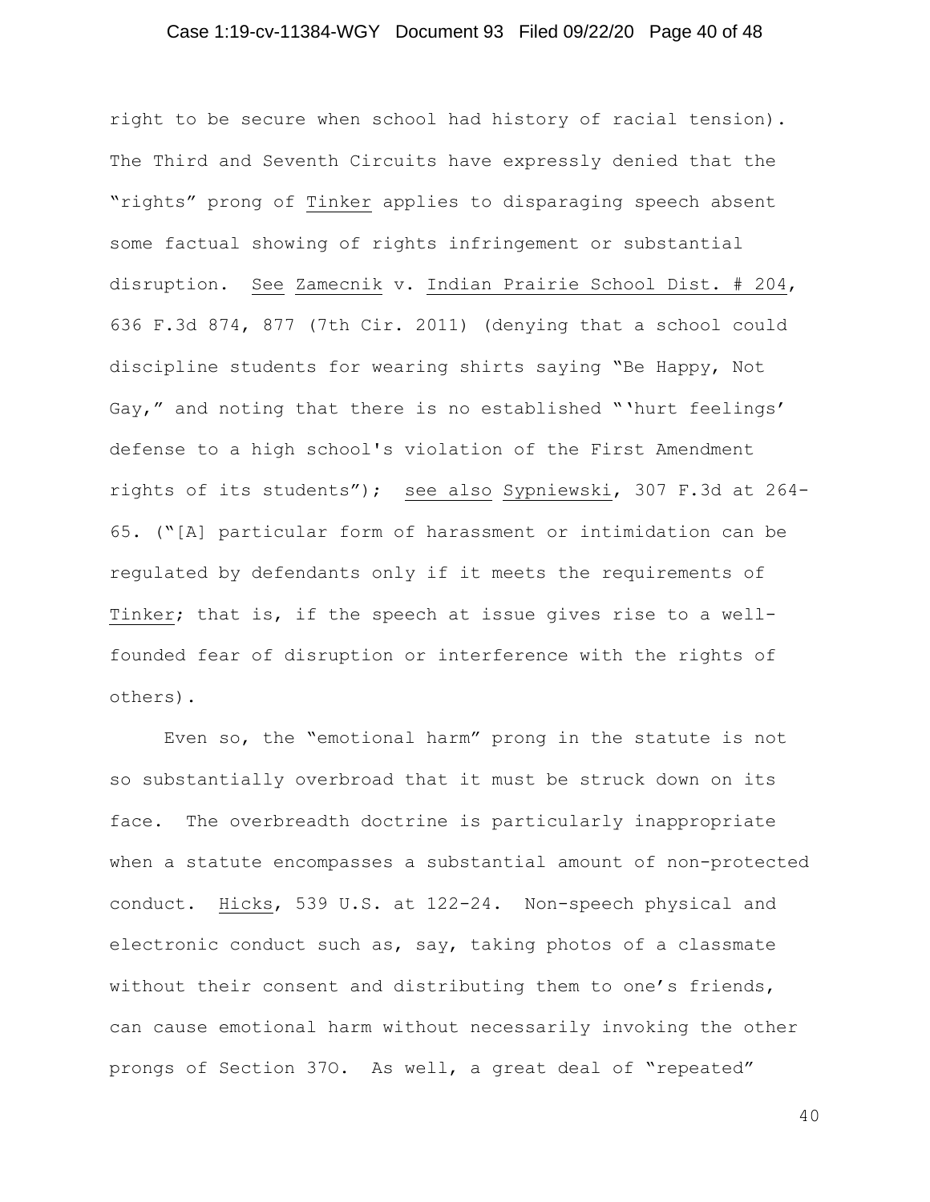right to be secure when school had history of racial tension). The Third and Seventh Circuits have expressly denied that the "rights" prong of Tinker applies to disparaging speech absent some factual showing of rights infringement or substantial disruption. See Zamecnik v. Indian Prairie School Dist. # 204, 636 F.3d 874, 877 (7th Cir. 2011) (denying that a school could discipline students for wearing shirts saying "Be Happy, Not Gay," and noting that there is no established "'hurt feelings' defense to a high school's violation of the First Amendment rights of its students"); see also Sypniewski, 307 F.3d at 264-65. ("[A] particular form of harassment or intimidation can be regulated by defendants only if it meets the requirements of Tinker; that is, if the speech at issue gives rise to a well-founded fear of disruption or interference with the rights of others).

Even so, the "emotional harm" prong in the statute is not so substantially overbroad that it must be struck down on its face. The overbreadth doctrine is particularly inappropriate when a statute encompasses a substantial amount of non-protected conduct. Hicks, 539 U.S. at 122-24. Non-speech physical and electronic conduct such as, say, taking photos of a classmate without their consent and distributing them to one's friends, can cause emotional harm without necessarily invoking the other prongs of Section 37O. As well, a great deal of "repeated"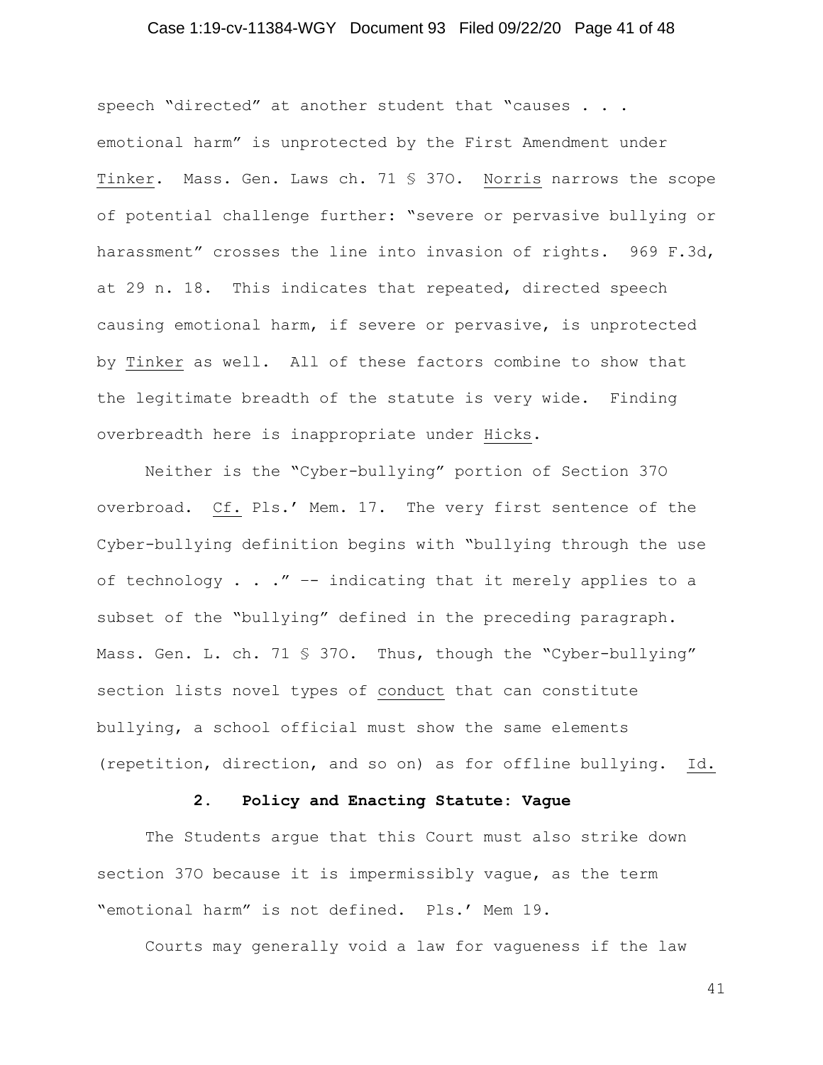speech "directed" at another student that "causes . . . emotional harm" is unprotected by the First Amendment under Tinker. Mass. Gen. Laws ch. 71 § 37O. Norris narrows the scope of potential challenge further: "severe or pervasive bullying or harassment" crosses the line into invasion of rights. 969 F.3d, at 29 n. 18. This indicates that repeated, directed speech causing emotional harm, if severe or pervasive, is unprotected by Tinker as well. All of these factors combine to show that the legitimate breadth of the statute is very wide. Finding overbreadth here is inappropriate under Hicks.

Neither is the "Cyber-bullying" portion of Section 37O overbroad. Cf. Pls.' Mem. 17. The very first sentence of the Cyber-bullying definition begins with "bullying through the use of technology . . ." –- indicating that it merely applies to a subset of the "bullying" defined in the preceding paragraph. Mass. Gen. L. ch. 71 § 37O. Thus, though the "Cyber-bullying" section lists novel types of conduct that can constitute bullying, a school official must show the same elements (repetition, direction, and so on) as for offline bullying. Id.

### 2. Policy and Enacting Statute: Vague

The Students argue that this Court must also strike down section 37O because it is impermissibly vague, as the term "emotional harm" is not defined. Pls.' Mem 19.

Courts may generally void a law for vagueness if the law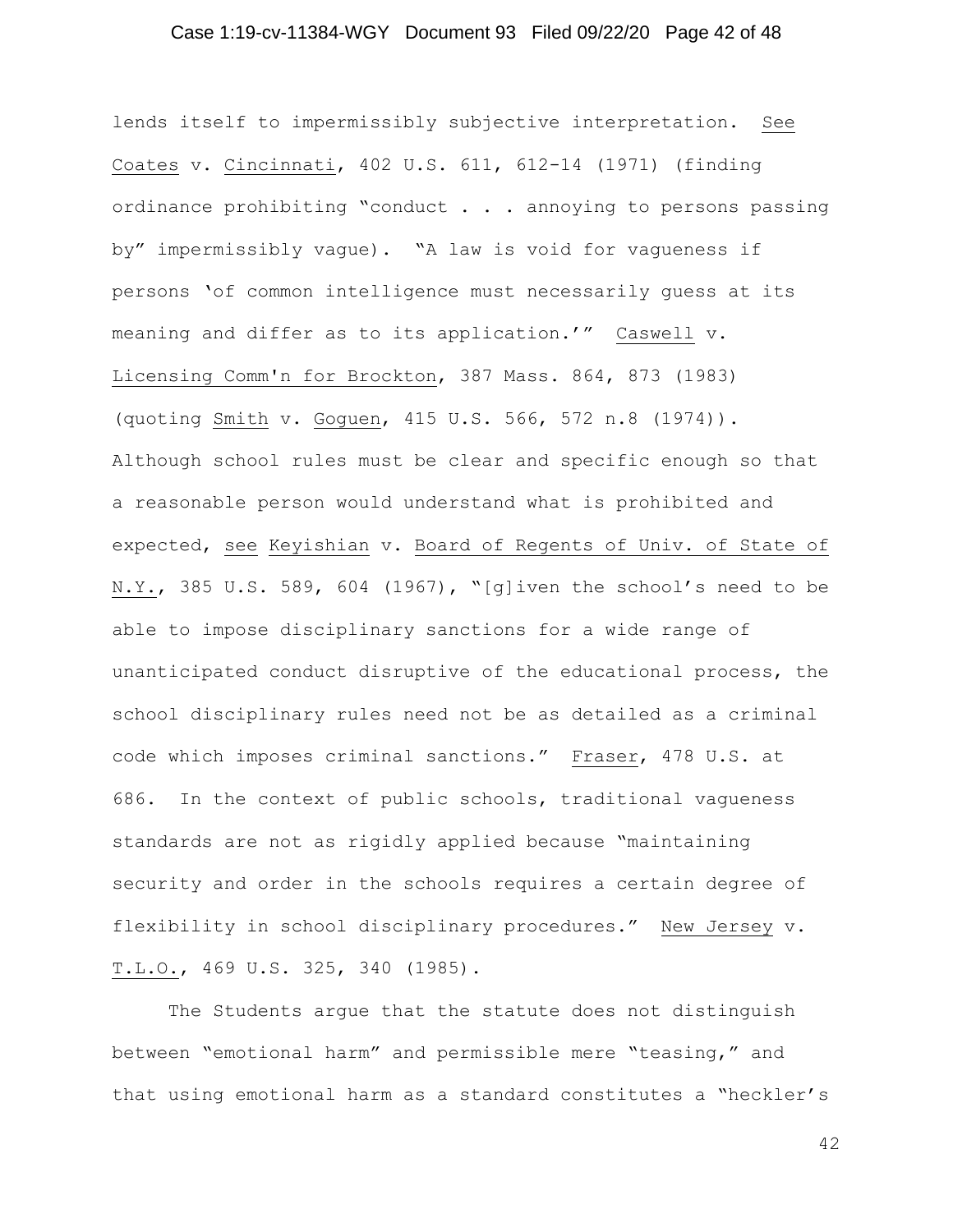lends itself to impermissibly subjective interpretation. See Coates v. Cincinnati, 402 U.S. 611, 612-14 (1971) (finding ordinance prohibiting "conduct . . . annoying to persons passing by" impermissibly vague). "A law is void for vagueness if persons 'of common intelligence must necessarily guess at its meaning and differ as to its application.'" Caswell v. Licensing Comm'n for Brockton, 387 Mass. 864, 873 (1983) (quoting Smith v. Goguen, 415 U.S. 566, 572 n.8 (1974)). Although school rules must be clear and specific enough so that a reasonable person would understand what is prohibited and expected, see Keyishian v. Board of Regents of Univ. of State of N.Y., 385 U.S. 589, 604 (1967), "[g]iven the school's need to be able to impose disciplinary sanctions for a wide range of unanticipated conduct disruptive of the educational process, the school disciplinary rules need not be as detailed as a criminal code which imposes criminal sanctions." Fraser, 478 U.S. at 686. In the context of public schools, traditional vagueness standards are not as rigidly applied because "maintaining security and order in the schools requires a certain degree of flexibility in school disciplinary procedures." New Jersey v. T.L.O., 469 U.S. 325, 340 (1985).

The Students argue that the statute does not distinguish between "emotional harm" and permissible mere "teasing," and that using emotional harm as a standard constitutes a "heckler's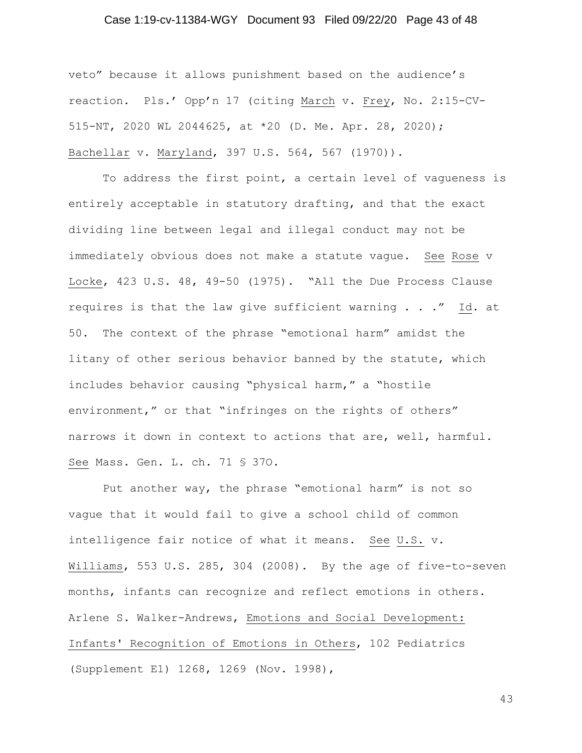veto" because it allows punishment based on the audience's reaction. Pls.' Opp'n 17 (citing March v. Frey, No. 2:15-CV-515-NT, 2020 WL 2044625, at *20 (D. Me. Apr. 28, 2020); Bachellar v. Maryland, 397 U.S. 564, 567 (1970)).

To address the first point, a certain level of vagueness is entirely acceptable in statutory drafting, and that the exact dividing line between legal and illegal conduct may not be immediately obvious does not make a statute vague. See Rose v Locke, 423 U.S. 48, 49-50 (1975). "All the Due Process Clause requires is that the law give sufficient warning . . ." Id. at 50. The context of the phrase "emotional harm" amidst the litany of other serious behavior banned by the statute, which includes behavior causing "physical harm," a "hostile environment," or that "infringes on the rights of others" narrows it down in context to actions that are, well, harmful. See Mass. Gen. L. ch. 71 § 37O.

Put another way, the phrase "emotional harm" is not so vague that it would fail to give a school child of common intelligence fair notice of what it means. See U.S. v. Williams, 553 U.S. 285, 304 (2008). By the age of five-to-seven months, infants can recognize and reflect emotions in others. Arlene S. Walker-Andrews, Emotions and Social Development: Infants' Recognition of Emotions in Others, 102 Pediatrics (Supplement E1) 1268, 1269 (Nov. 1998),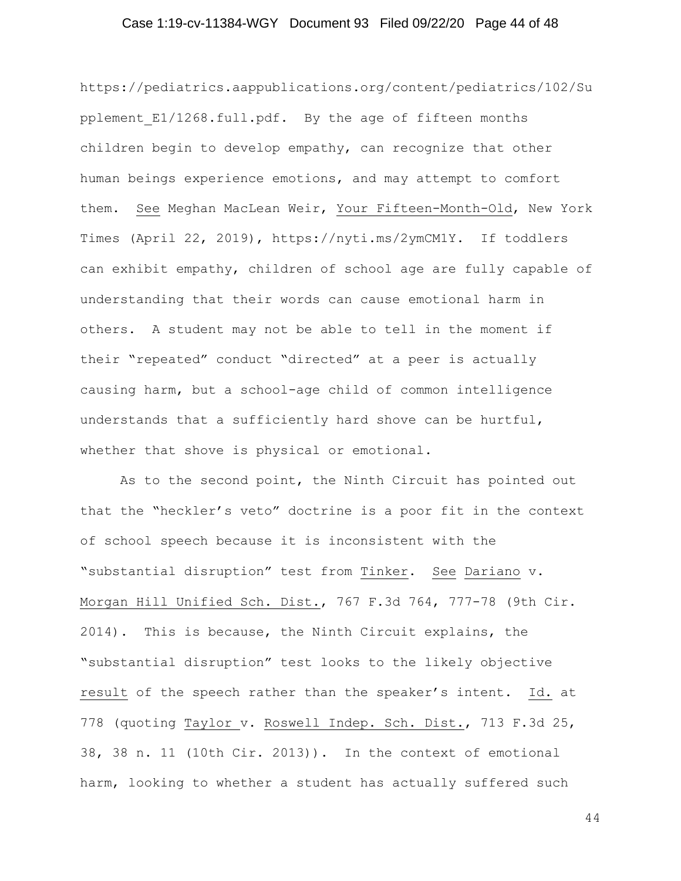https://pediatrics.aappublications.org/content/pediatrics/102/Supplement_E1/1268.full.pdf. By the age of fifteen months children begin to develop empathy, can recognize that other human beings experience emotions, and may attempt to comfort them. See Meghan MacLean Weir, Your Fifteen-Month-Old, New York Times (April 22, 2019), https://nyti.ms/2ymCM1Y. If toddlers can exhibit empathy, children of school age are fully capable of understanding that their words can cause emotional harm in others. A student may not be able to tell in the moment if their "repeated" conduct "directed" at a peer is actually causing harm, but a school-age child of common intelligence understands that a sufficiently hard shove can be hurtful, whether that shove is physical or emotional.

As to the second point, the Ninth Circuit has pointed out that the "heckler's veto" doctrine is a poor fit in the context of school speech because it is inconsistent with the "substantial disruption" test from Tinker. See Dariano v. Morgan Hill Unified Sch. Dist., 767 F.3d 764, 777-78 (9th Cir. 2014). This is because, the Ninth Circuit explains, the "substantial disruption" test looks to the likely objective result of the speech rather than the speaker's intent. Id. at 778 (quoting Taylor v. Roswell Indep. Sch. Dist., 713 F.3d 25, 38, 38 n. 11 (10th Cir. 2013)). In the context of emotional harm, looking to whether a student has actually suffered such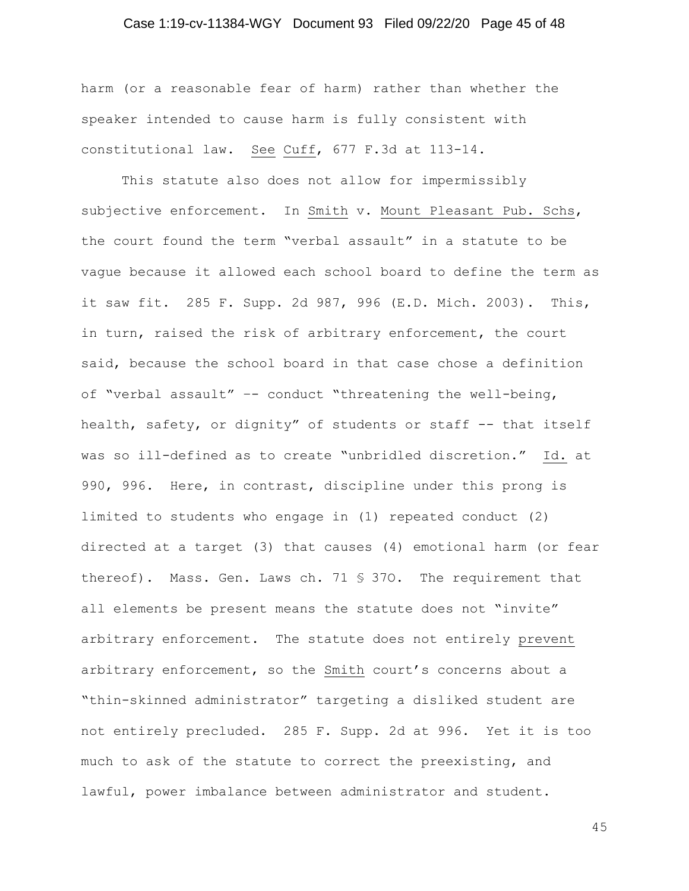harm (or a reasonable fear of harm) rather than whether the speaker intended to cause harm is fully consistent with constitutional law. See Cuff, 677 F.3d at 113-14.

This statute also does not allow for impermissibly subjective enforcement. In Smith v. Mount Pleasant Pub. Schs, the court found the term "verbal assault" in a statute to be vague because it allowed each school board to define the term as it saw fit. 285 F. Supp. 2d 987, 996 (E.D. Mich. 2003). This, in turn, raised the risk of arbitrary enforcement, the court said, because the school board in that case chose a definition of "verbal assault" -- conduct "threatening the well-being, health, safety, or dignity" of students or staff -- that itself was so ill-defined as to create "unbridled discretion." Id. at 990, 996. Here, in contrast, discipline under this prong is limited to students who engage in (1) repeated conduct (2) directed at a target (3) that causes (4) emotional harm (or fear thereof). Mass. Gen. Laws ch. 71 § 37O. The requirement that all elements be present means the statute does not "invite" arbitrary enforcement. The statute does not entirely prevent arbitrary enforcement, so the Smith court's concerns about a "thin-skinned administrator" targeting a disliked student are not entirely precluded. 285 F. Supp. 2d at 996. Yet it is too much to ask of the statute to correct the preexisting, and lawful, power imbalance between administrator and student.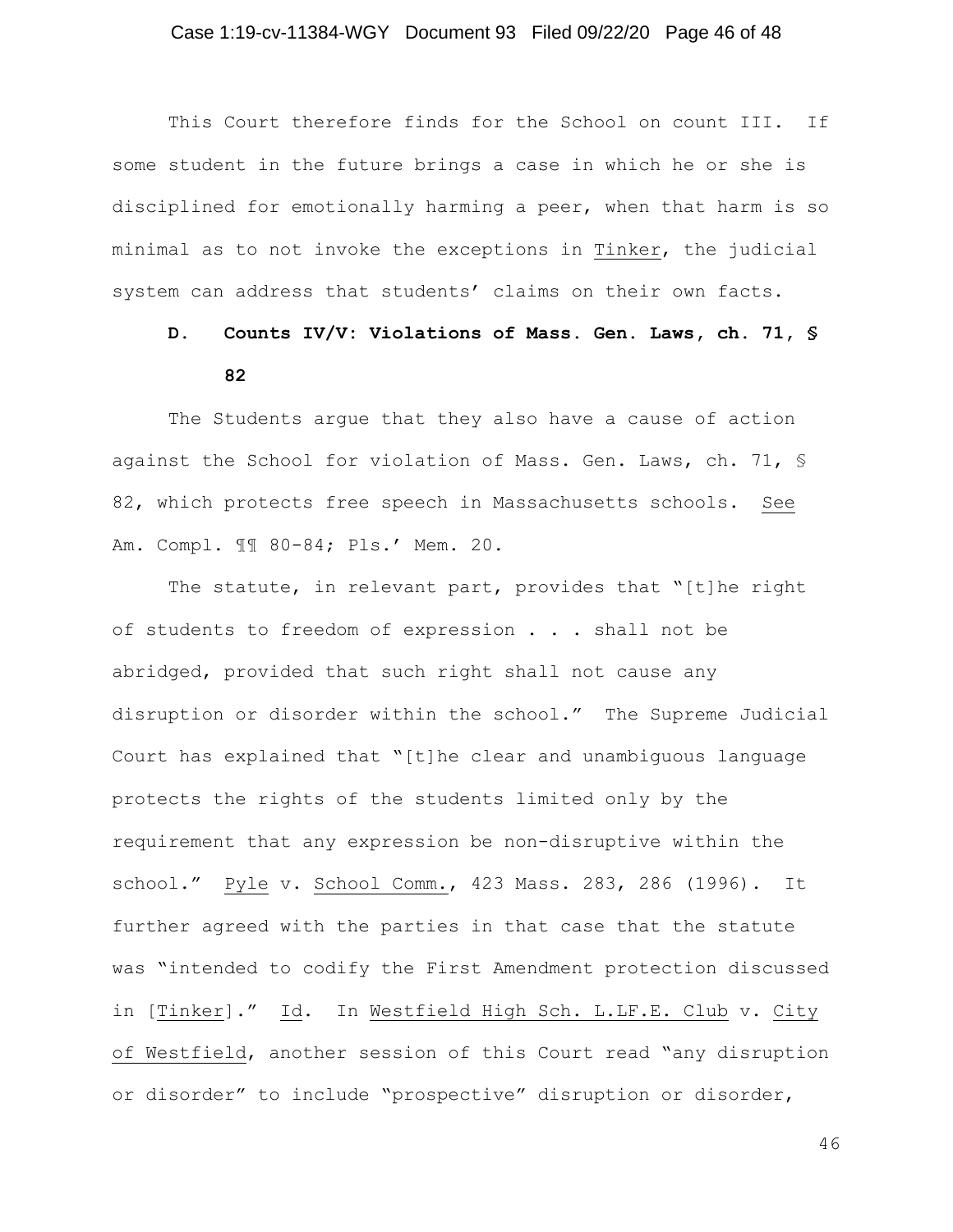This Court therefore finds for the School on count III. If some student in the future brings a case in which he or she is disciplined for emotionally harming a peer, when that harm is so minimal as to not invoke the exceptions in Tinker, the judicial system can address that students' claims on their own facts.

### D. Counts IV/V: Violations of Mass. Gen. Laws, ch. 71, § 82

The Students argue that they also have a cause of action against the School for violation of Mass. Gen. Laws, ch. 71, § 82, which protects free speech in Massachusetts schools. See Am. Compl. ¶¶ 80-84; Pls.' Mem. 20.

The statute, in relevant part, provides that "[t]he right of students to freedom of expression . . . shall not be abridged, provided that such right shall not cause any disruption or disorder within the school." The Supreme Judicial Court has explained that "[t]he clear and unambiguous language protects the rights of the students limited only by the requirement that any expression be non-disruptive within the school." Pyle v. School Comm., 423 Mass. 283, 286 (1996). It further agreed with the parties in that case that the statute was "intended to codify the First Amendment protection discussed in [Tinker]." Id. In Westfield High Sch. L.LF.E. Club v. City of Westfield, another session of this Court read "any disruption or disorder" to include "prospective" disruption or disorder,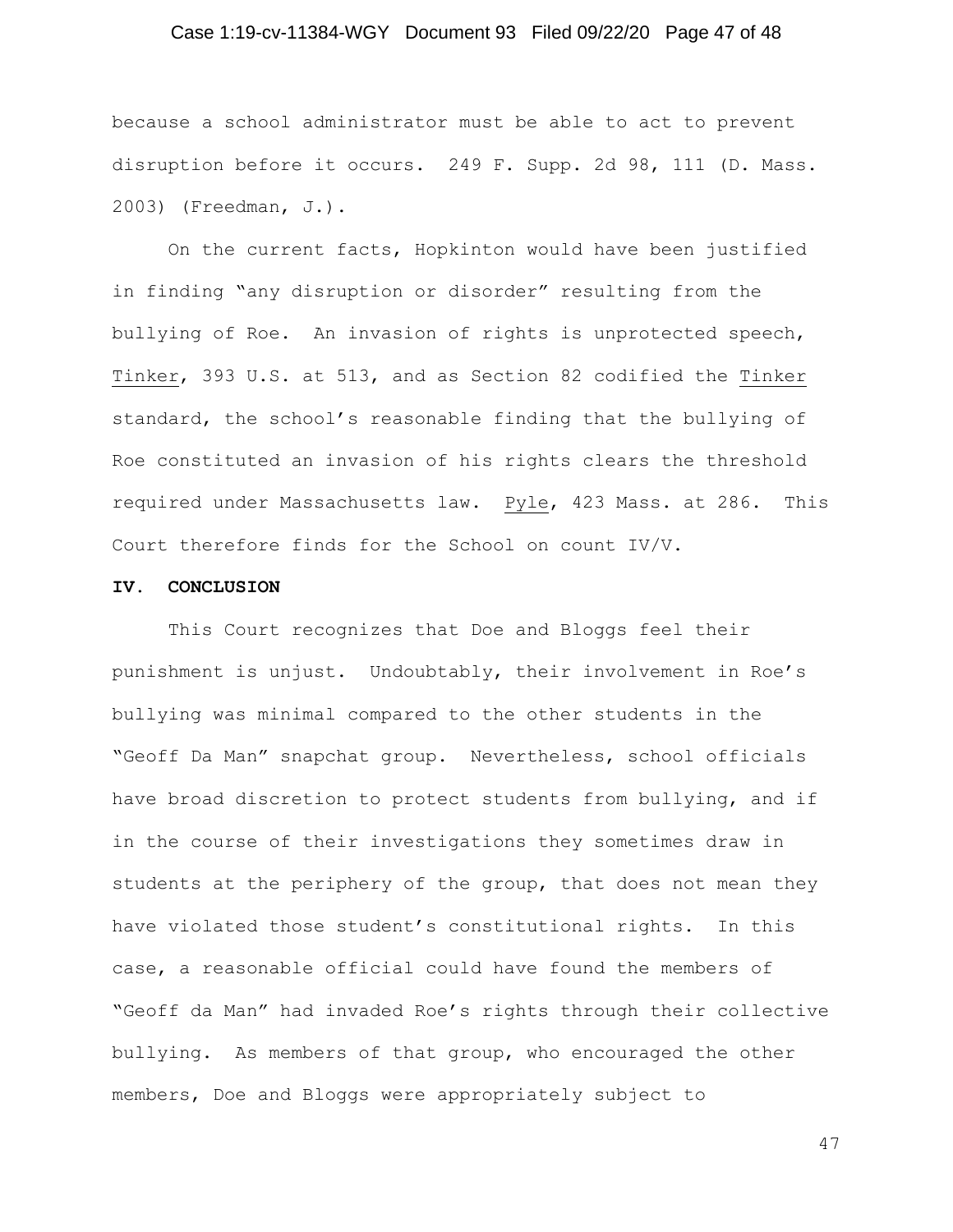because a school administrator must be able to act to prevent disruption before it occurs. 249 F. Supp. 2d 98, 111 (D. Mass. 2003) (Freedman, J.).

On the current facts, Hopkinton would have been justified in finding "any disruption or disorder" resulting from the bullying of Roe. An invasion of rights is unprotected speech, Tinker, 393 U.S. at 513, and as Section 82 codified the Tinker standard, the school's reasonable finding that the bullying of Roe constituted an invasion of his rights clears the threshold required under Massachusetts law. Pyle, 423 Mass. at 286. This Court therefore finds for the School on count IV/V.

**IV. CONCLUSION**

This Court recognizes that Doe and Bloggs feel their punishment is unjust. Undoubtably, their involvement in Roe's bullying was minimal compared to the other students in the "Geoff Da Man" snapchat group. Nevertheless, school officials have broad discretion to protect students from bullying, and if in the course of their investigations they sometimes draw in students at the periphery of the group, that does not mean they have violated those student's constitutional rights. In this case, a reasonable official could have found the members of "Geoff da Man" had invaded Roe's rights through their collective bullying. As members of that group, who encouraged the other members, Doe and Bloggs were appropriately subject to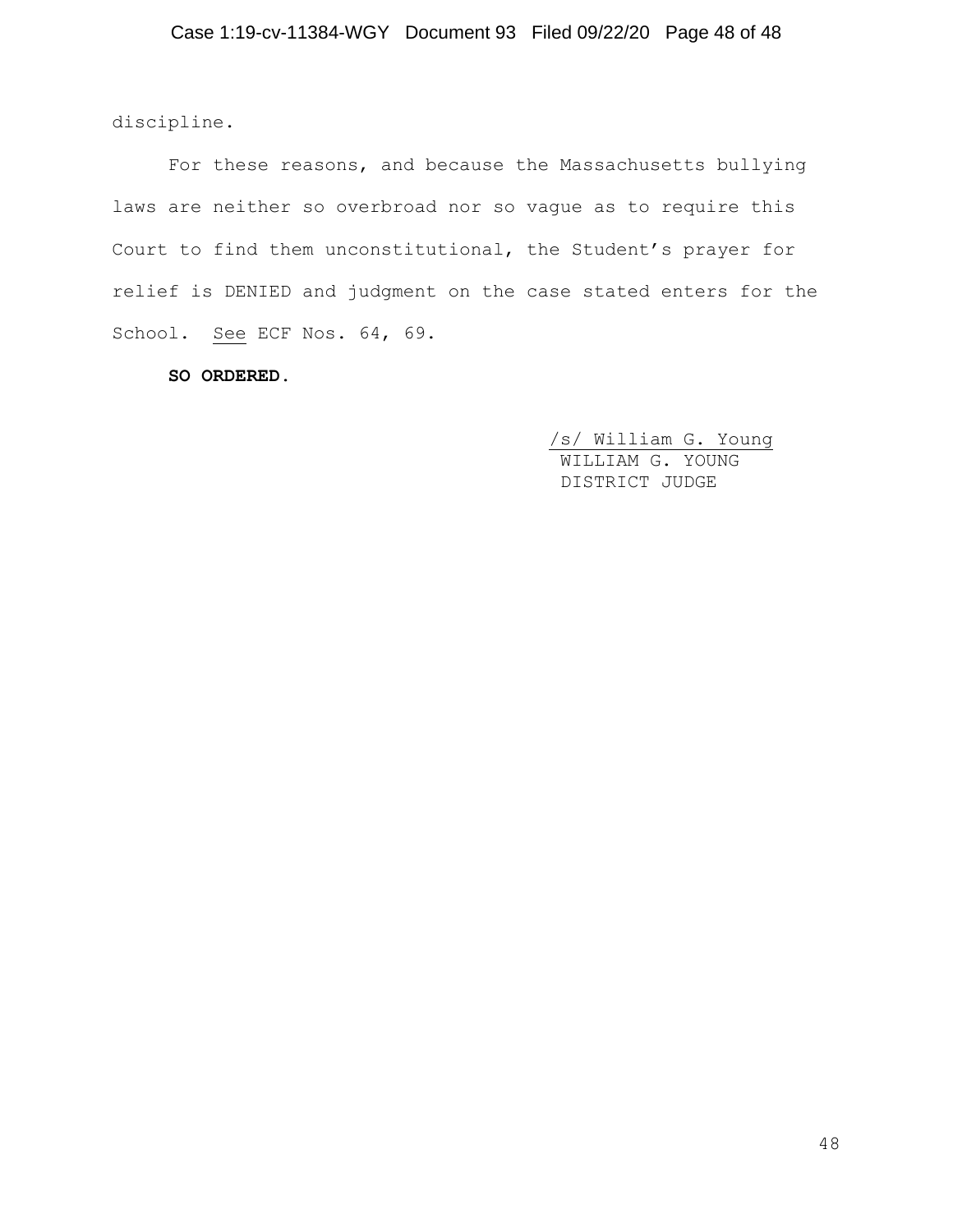discipline.

For these reasons, and because the Massachusetts bullying laws are neither so overbroad nor so vague as to require this Court to find them unconstitutional, the Student's prayer for relief is DENIED and judgment on the case stated enters for the School. See ECF Nos. 64, 69.

**SO ORDERED.**

/s/ William G. Young
WILLIAM G. YOUNG
DISTRICT JUDGE